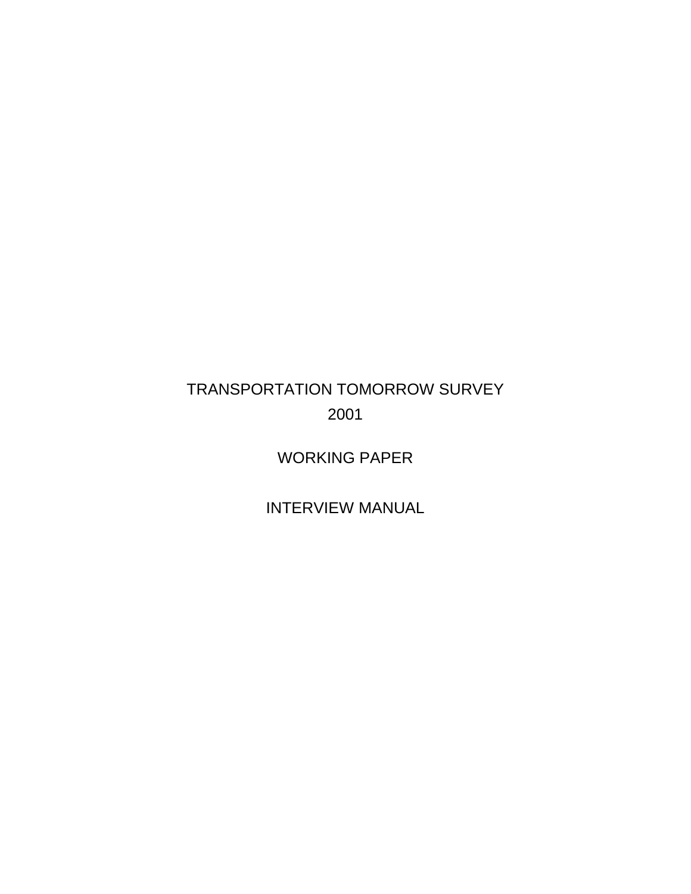# TRANSPORTATION TOMORROW SURVEY

## 2001

## WORKING PAPER

## INTERVIEW MANUAL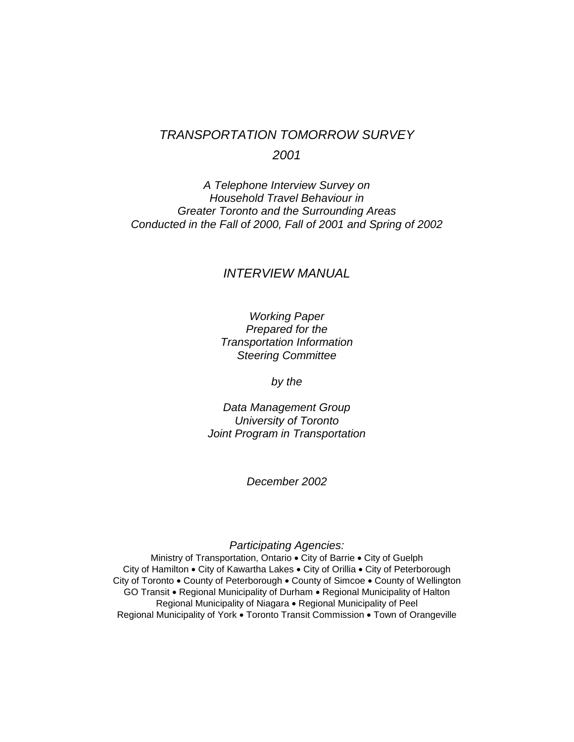# *TRANSPORTATION TOMORROW SURVEY*

## *2001*

*A Telephone Interview Survey on*
*Household Travel Behaviour in*
*Greater Toronto and the Surrounding Areas*
*Conducted in the Fall of 2000, Fall of 2001 and Spring of 2002*

## *INTERVIEW MANUAL*

*Working Paper*
*Prepared for the*
*Transportation Information*
*Steering Committee*

*by the*

*Data Management Group*
*University of Toronto*
*Joint Program in Transportation*

*December 2002*

*Participating Agencies:*

Ministry of Transportation, Ontario • City of Barrie • City of Guelph
City of Hamilton • City of Kawartha Lakes • City of Orillia • City of Peterborough
City of Toronto • County of Peterborough • County of Simcoe • County of Wellington
GO Transit • Regional Municipality of Durham • Regional Municipality of Halton
Regional Municipality of Niagara • Regional Municipality of Peel
Regional Municipality of York • Toronto Transit Commission • Town of Orangeville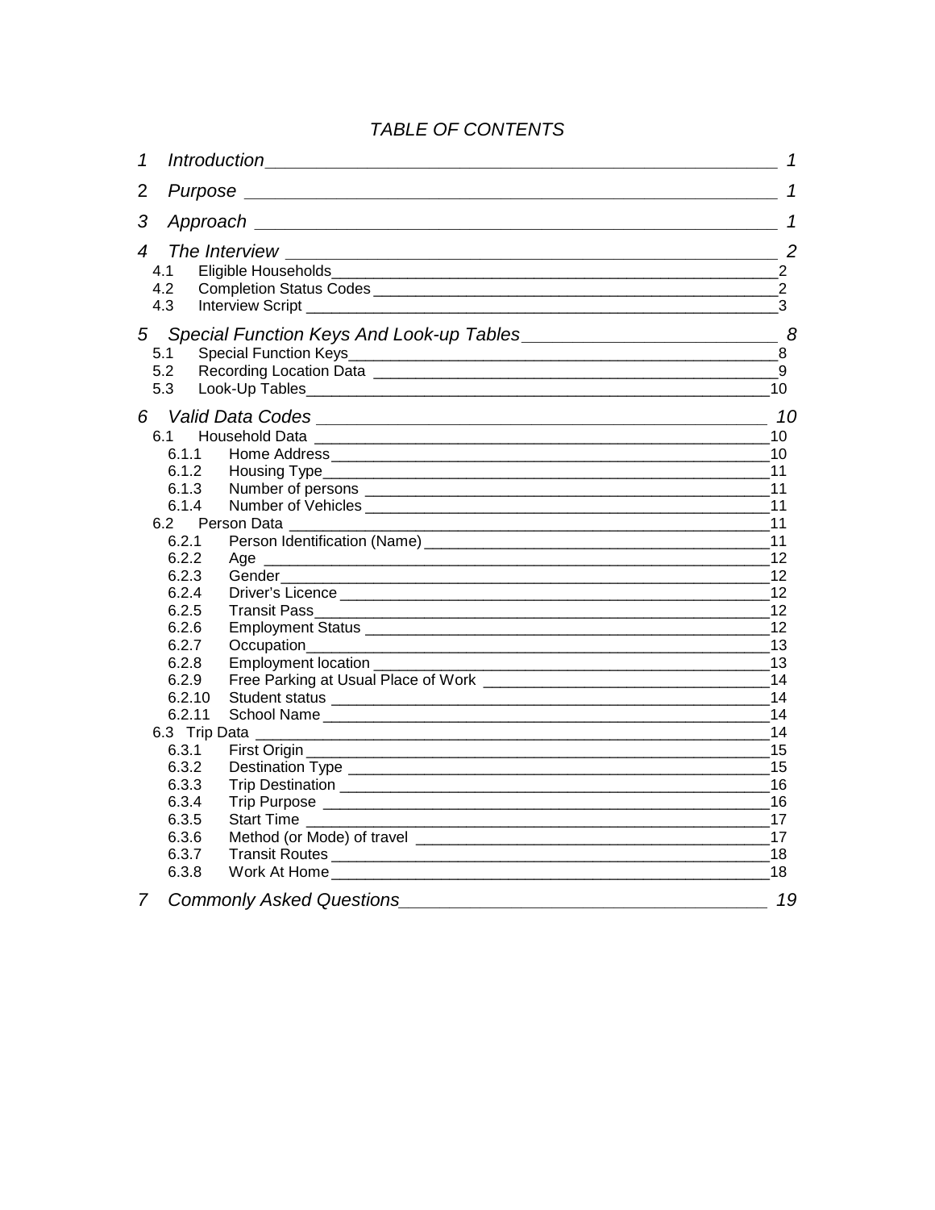*TABLE OF CONTENTS*

*1 Introduction* 1

*2 Purpose* 1

*3 Approach* 1

*4 The Interview* 2

- 4.1 Eligible Households 2
- 4.2 Completion Status Codes 2
- 4.3 Interview Script 3

*5 Special Function Keys And Look-up Tables* 8

- 5.1 Special Function Keys 8
- 5.2 Recording Location Data 9
- 5.3 Look-Up Tables 10

*6 Valid Data Codes* 10

- 6.1 Household Data 10
  - 6.1.1 Home Address 10
  - 6.1.2 Housing Type 11
  - 6.1.3 Number of persons 11
  - 6.1.4 Number of Vehicles 11
- 6.2 Person Data 11
  - 6.2.1 Person Identification (Name) 11
  - 6.2.2 Age 12
  - 6.2.3 Gender 12
  - 6.2.4 Driver's Licence 12
  - 6.2.5 Transit Pass 12
  - 6.2.6 Employment Status 12
  - 6.2.7 Occupation 13
  - 6.2.8 Employment location 13
  - 6.2.9 Free Parking at Usual Place of Work 14
  - 6.2.10 Student status 14
  - 6.2.11 School Name 14
- 6.3 Trip Data 14
  - 6.3.1 First Origin 15
  - 6.3.2 Destination Type 15
  - 6.3.3 Trip Destination 16
  - 6.3.4 Trip Purpose 16
  - 6.3.5 Start Time 17
  - 6.3.6 Method (or Mode) of travel 17
  - 6.3.7 Transit Routes 18
  - 6.3.8 Work At Home 18

*7 Commonly Asked Questions* 19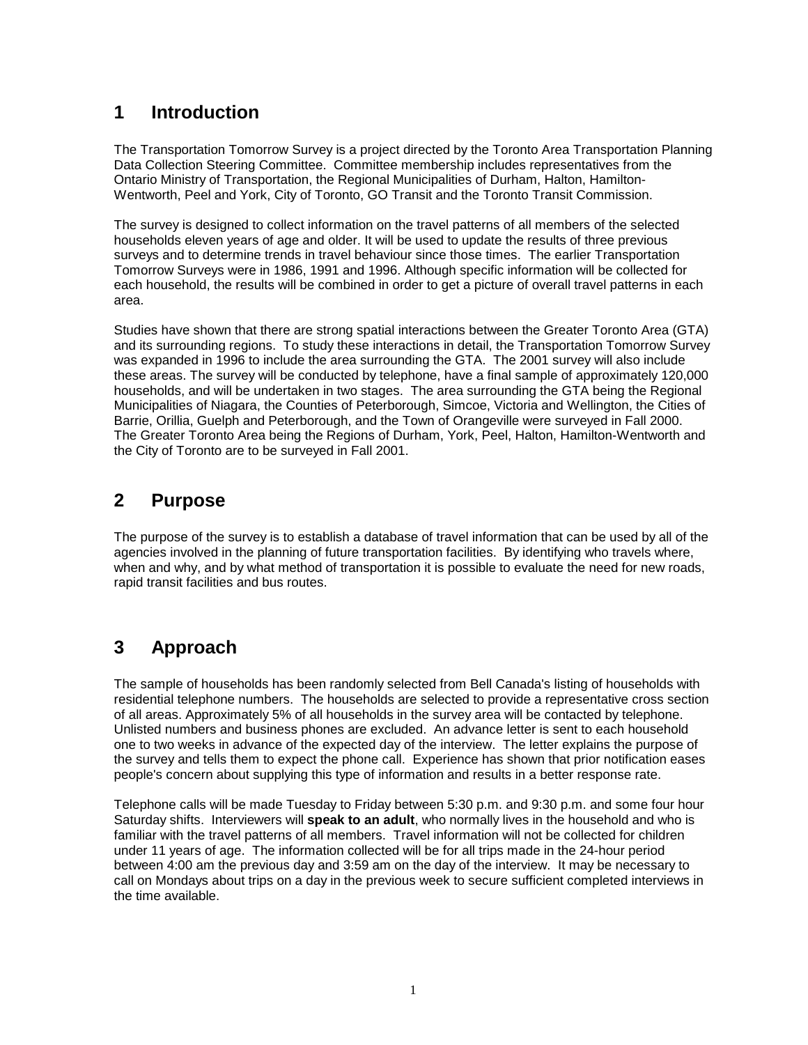# 1 Introduction

The Transportation Tomorrow Survey is a project directed by the Toronto Area Transportation Planning Data Collection Steering Committee. Committee membership includes representatives from the Ontario Ministry of Transportation, the Regional Municipalities of Durham, Halton, Hamilton-Wentworth, Peel and York, City of Toronto, GO Transit and the Toronto Transit Commission.

The survey is designed to collect information on the travel patterns of all members of the selected households eleven years of age and older. It will be used to update the results of three previous surveys and to determine trends in travel behaviour since those times. The earlier Transportation Tomorrow Surveys were in 1986, 1991 and 1996. Although specific information will be collected for each household, the results will be combined in order to get a picture of overall travel patterns in each area.

Studies have shown that there are strong spatial interactions between the Greater Toronto Area (GTA) and its surrounding regions. To study these interactions in detail, the Transportation Tomorrow Survey was expanded in 1996 to include the area surrounding the GTA. The 2001 survey will also include these areas. The survey will be conducted by telephone, have a final sample of approximately 120,000 households, and will be undertaken in two stages. The area surrounding the GTA being the Regional Municipalities of Niagara, the Counties of Peterborough, Simcoe, Victoria and Wellington, the Cities of Barrie, Orillia, Guelph and Peterborough, and the Town of Orangeville were surveyed in Fall 2000. The Greater Toronto Area being the Regions of Durham, York, Peel, Halton, Hamilton-Wentworth and the City of Toronto are to be surveyed in Fall 2001.

# 2 Purpose

The purpose of the survey is to establish a database of travel information that can be used by all of the agencies involved in the planning of future transportation facilities. By identifying who travels where, when and why, and by what method of transportation it is possible to evaluate the need for new roads, rapid transit facilities and bus routes.

# 3 Approach

The sample of households has been randomly selected from Bell Canada's listing of households with residential telephone numbers. The households are selected to provide a representative cross section of all areas. Approximately 5% of all households in the survey area will be contacted by telephone. Unlisted numbers and business phones are excluded. An advance letter is sent to each household one to two weeks in advance of the expected day of the interview. The letter explains the purpose of the survey and tells them to expect the phone call. Experience has shown that prior notification eases people's concern about supplying this type of information and results in a better response rate.

Telephone calls will be made Tuesday to Friday between 5:30 p.m. and 9:30 p.m. and some four hour Saturday shifts. Interviewers will **speak to an adult**, who normally lives in the household and who is familiar with the travel patterns of all members. Travel information will not be collected for children under 11 years of age. The information collected will be for all trips made in the 24-hour period between 4:00 am the previous day and 3:59 am on the day of the interview. It may be necessary to call on Mondays about trips on a day in the previous week to secure sufficient completed interviews in the time available.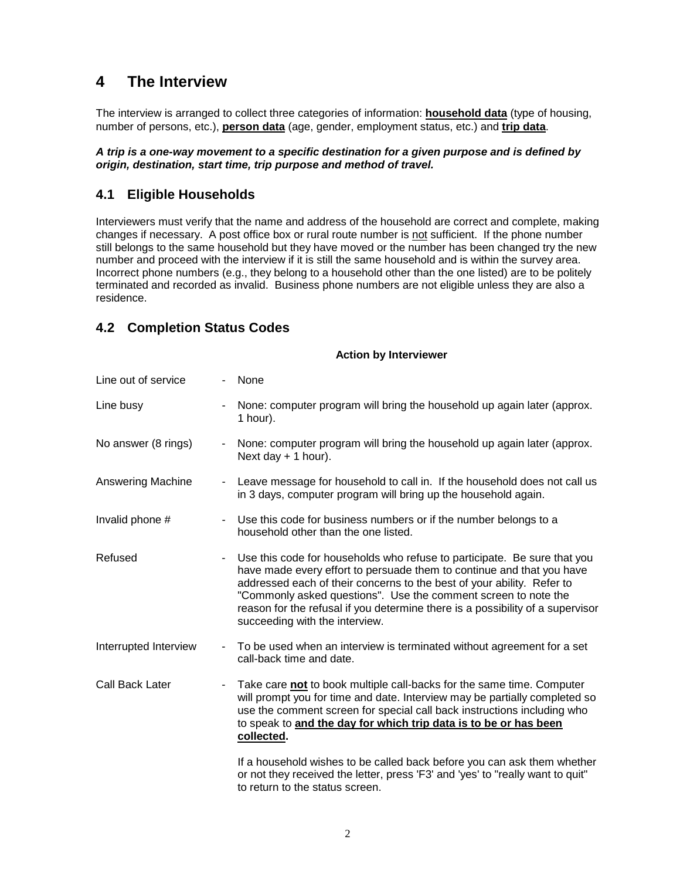# 4 The Interview

The interview is arranged to collect three categories of information: **<u>household data</u>** (type of housing, number of persons, etc.), **<u>person data</u>** (age, gender, employment status, etc.) and **<u>trip data</u>**.

***A trip is a one-way movement to a specific destination for a given purpose and is defined by origin, destination, start time, trip purpose and method of travel.***

## 4.1 Eligible Households

Interviewers must verify that the name and address of the household are correct and complete, making changes if necessary. A post office box or rural route number is <u>not</u> sufficient. If the phone number still belongs to the same household but they have moved or the number has been changed try the new number and proceed with the interview if it is still the same household and is within the survey area. Incorrect phone numbers (e.g., they belong to a household other than the one listed) are to be politely terminated and recorded as invalid. Business phone numbers are not eligible unless they are also a residence.

## 4.2 Completion Status Codes

| | **Action by Interviewer** |
|---|---|
| Line out of service | - None |
| Line busy | - None: computer program will bring the household up again later (approx. 1 hour). |
| No answer (8 rings) | - None: computer program will bring the household up again later (approx. Next day + 1 hour). |
| Answering Machine | - Leave message for household to call in. If the household does not call us in 3 days, computer program will bring up the household again. |
| Invalid phone # | - Use this code for business numbers or if the number belongs to a household other than the one listed. |
| Refused | - Use this code for households who refuse to participate. Be sure that you have made every effort to persuade them to continue and that you have addressed each of their concerns to the best of your ability. Refer to "Commonly asked questions". Use the comment screen to note the reason for the refusal if you determine there is a possibility of a supervisor succeeding with the interview. |
| Interrupted Interview | - To be used when an interview is terminated without agreement for a set call-back time and date. |
| Call Back Later | - Take care **<u>not</u>** to book multiple call-backs for the same time. Computer will prompt you for time and date. Interview may be partially completed so use the comment screen for special call back instructions including who to speak to **<u>and the day for which trip data is to be or has been collected</u>.**<br><br>If a household wishes to be called back before you can ask them whether or not they received the letter, press 'F3' and 'yes' to "really want to quit" to return to the status screen. |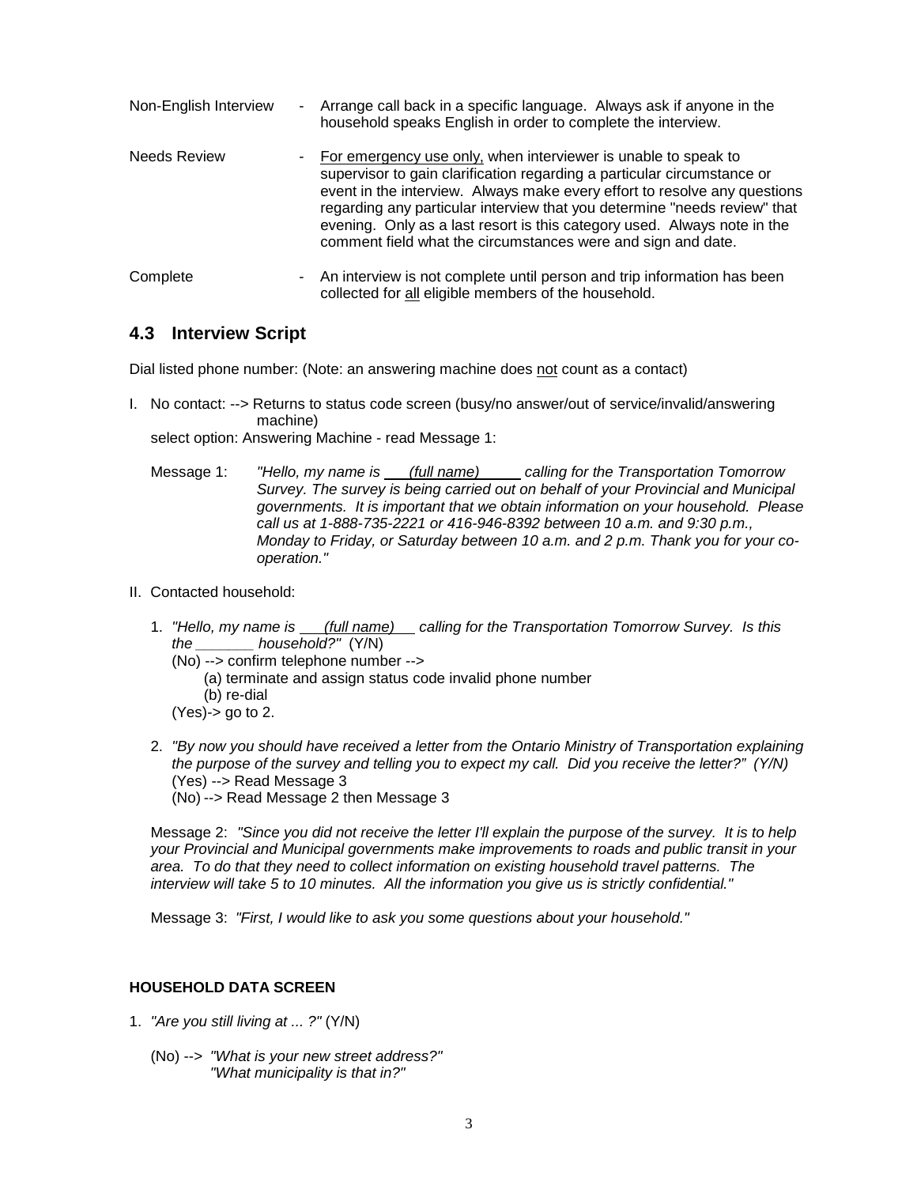Non-English Interview - Arrange call back in a specific language. Always ask if anyone in the household speaks English in order to complete the interview.

Needs Review - For emergency use only, when interviewer is unable to speak to supervisor to gain clarification regarding a particular circumstance or event in the interview. Always make every effort to resolve any questions regarding any particular interview that you determine "needs review" that evening. Only as a last resort is this category used. Always note in the comment field what the circumstances were and sign and date.

Complete - An interview is not complete until person and trip information has been collected for all eligible members of the household.

## 4.3 Interview Script

Dial listed phone number: (Note: an answering machine does not count as a contact)

I. No contact: --> Returns to status code screen (busy/no answer/out of service/invalid/answering machine)
select option: Answering Machine - read Message 1:

Message 1: *"Hello, my name is (full name) calling for the Transportation Tomorrow Survey. The survey is being carried out on behalf of your Provincial and Municipal governments. It is important that we obtain information on your household. Please call us at 1-888-735-2221 or 416-946-8392 between 10 a.m. and 9:30 p.m., Monday to Friday, or Saturday between 10 a.m. and 2 p.m. Thank you for your co-operation."*

II. Contacted household:

1. *"Hello, my name is (full name) calling for the Transportation Tomorrow Survey. Is this the _______ household?"* (Y/N)
(No) --> confirm telephone number -->
(a) terminate and assign status code invalid phone number
(b) re-dial
(Yes)-> go to 2.

2. *"By now you should have received a letter from the Ontario Ministry of Transportation explaining the purpose of the survey and telling you to expect my call. Did you receive the letter?" (Y/N)*
(Yes) --> Read Message 3
(No) --> Read Message 2 then Message 3

Message 2: *"Since you did not receive the letter I'll explain the purpose of the survey. It is to help your Provincial and Municipal governments make improvements to roads and public transit in your area. To do that they need to collect information on existing household travel patterns. The interview will take 5 to 10 minutes. All the information you give us is strictly confidential."*

Message 3: *"First, I would like to ask you some questions about your household."*

**HOUSEHOLD DATA SCREEN**

1. *"Are you still living at ... ?"* (Y/N)

   (No) --> *"What is your new street address?"*
   *"What municipality is that in?"*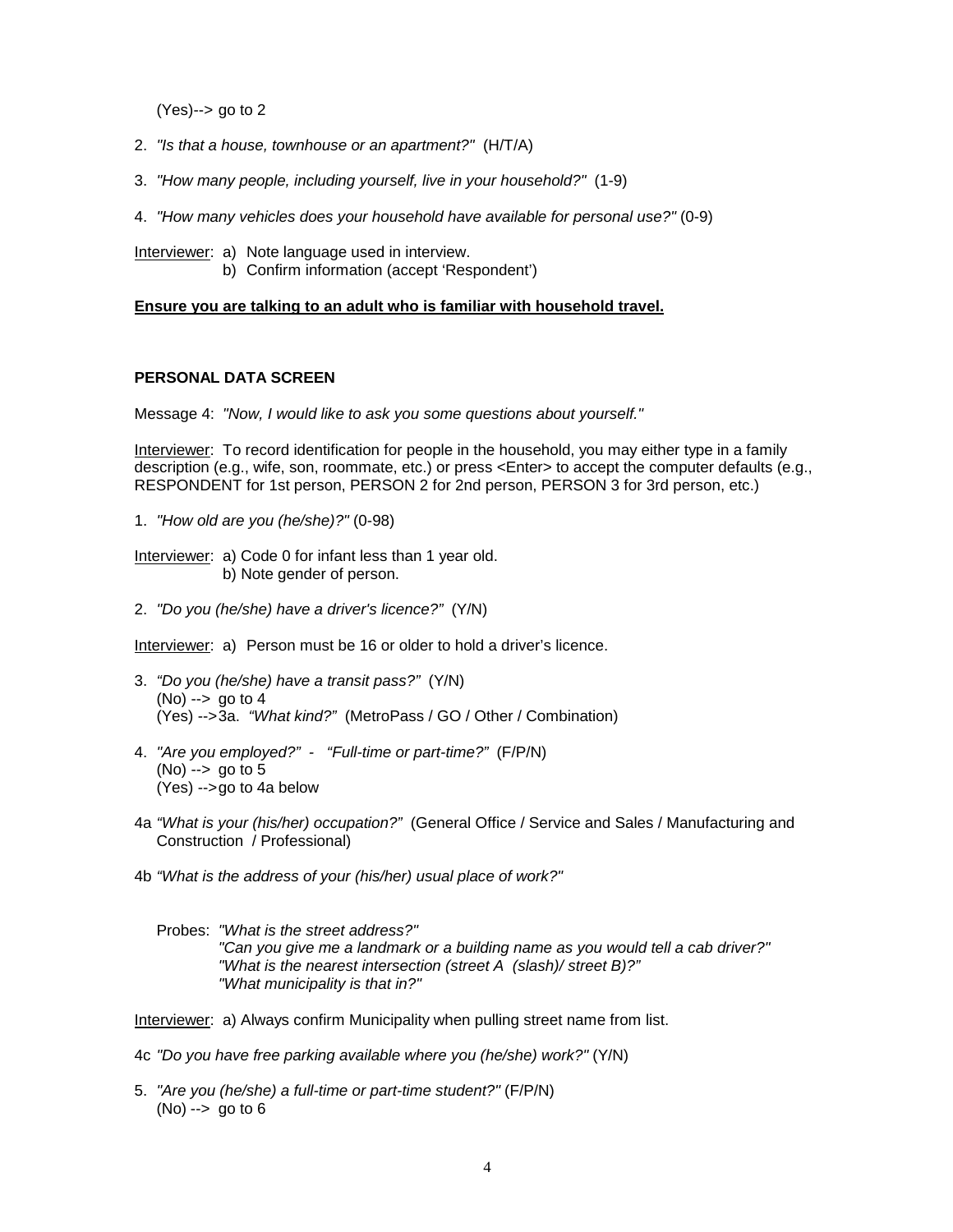(Yes)--> go to 2

2. *"Is that a house, townhouse or an apartment?"* (H/T/A)

3. *"How many people, including yourself, live in your household?"* (1-9)

4. *"How many vehicles does your household have available for personal use?"* (0-9)

Interviewer: a) Note language used in interview.
b) Confirm information (accept 'Respondent')

**Ensure you are talking to an adult who is familiar with household travel.**

**PERSONAL DATA SCREEN**

Message 4: *"Now, I would like to ask you some questions about yourself."*

Interviewer: To record identification for people in the household, you may either type in a family description (e.g., wife, son, roommate, etc.) or press <Enter> to accept the computer defaults (e.g., RESPONDENT for 1st person, PERSON 2 for 2nd person, PERSON 3 for 3rd person, etc.)

1. *"How old are you (he/she)?"* (0-98)

Interviewer: a) Code 0 for infant less than 1 year old.
b) Note gender of person.

2. *"Do you (he/she) have a driver's licence?"* (Y/N)

Interviewer: a) Person must be 16 or older to hold a driver's licence.

3. *"Do you (he/she) have a transit pass?"* (Y/N)
   (No) --> go to 4
   (Yes) -->3a. *"What kind?"* (MetroPass / GO / Other / Combination)

4. *"Are you employed?" - "Full-time or part-time?"* (F/P/N)
   (No) --> go to 5
   (Yes) -->go to 4a below

4a *"What is your (his/her) occupation?"* (General Office / Service and Sales / Manufacturing and Construction / Professional)

4b *"What is the address of your (his/her) usual place of work?"*

Probes: *"What is the street address?"*
*"Can you give me a landmark or a building name as you would tell a cab driver?"*
*"What is the nearest intersection (street A (slash)/ street B)?"*
*"What municipality is that in?"*

Interviewer: a) Always confirm Municipality when pulling street name from list.

4c *"Do you have free parking available where you (he/she) work?"* (Y/N)

5. *"Are you (he/she) a full-time or part-time student?"* (F/P/N)
   (No) --> go to 6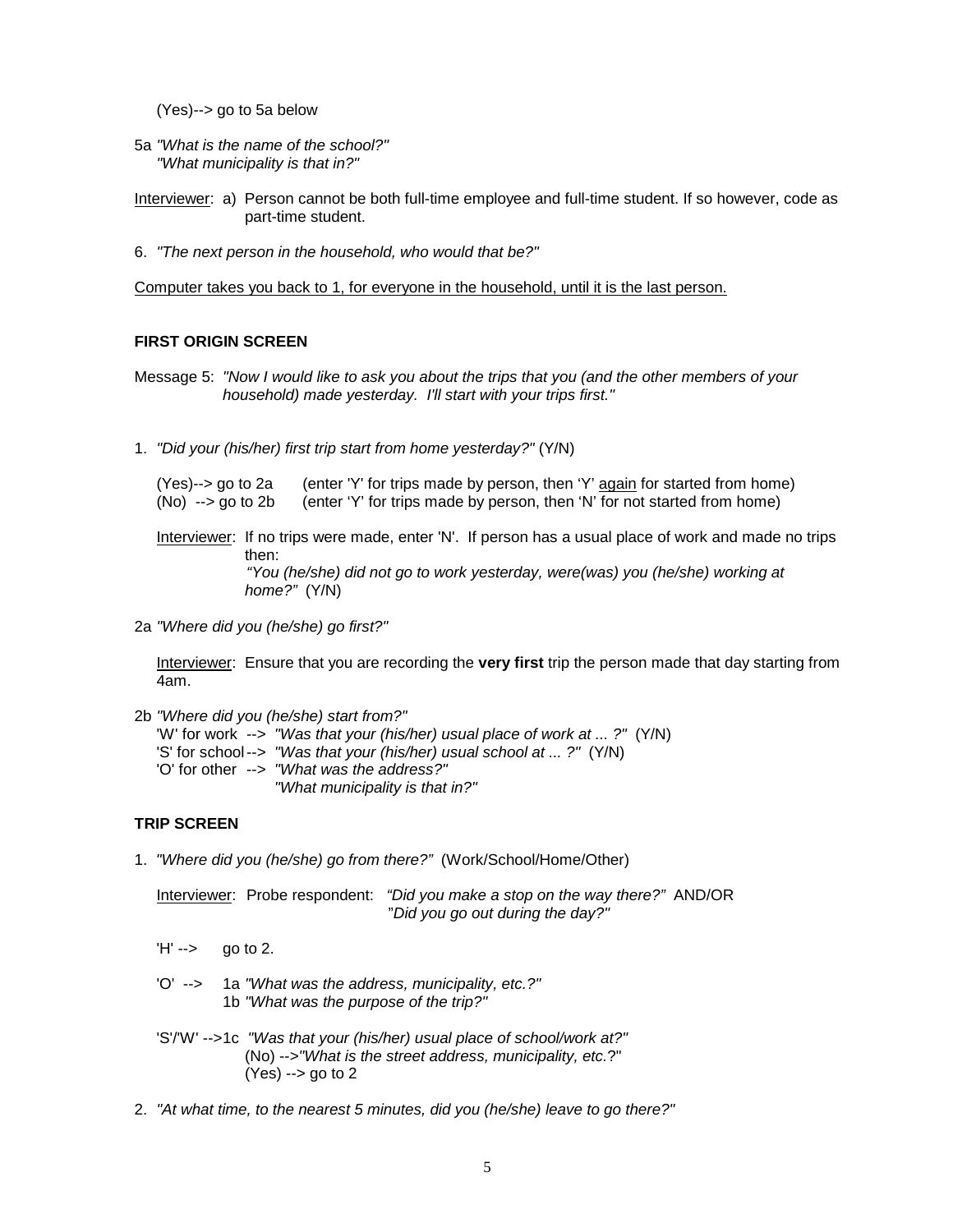(Yes)--> go to 5a below

5a *"What is the name of the school?"*
*"What municipality is that in?"*

Interviewer: a) Person cannot be both full-time employee and full-time student. If so however, code as part-time student.

6. *"The next person in the household, who would that be?"*

Computer takes you back to 1, for everyone in the household, until it is the last person.

**FIRST ORIGIN SCREEN**

Message 5: *"Now I would like to ask you about the trips that you (and the other members of your household) made yesterday. I'll start with your trips first."*

1. *"Did your (his/her) first trip start from home yesterday?"* (Y/N)

   (Yes)--> go to 2a (enter 'Y' for trips made by person, then 'Y' again for started from home)
   (No) --> go to 2b (enter 'Y' for trips made by person, then 'N' for not started from home)

   Interviewer: If no trips were made, enter 'N'. If person has a usual place of work and made no trips then:
   *"You (he/she) did not go to work yesterday, were(was) you (he/she) working at home?"* (Y/N)

2a *"Where did you (he/she) go first?"*

   Interviewer: Ensure that you are recording the **very first** trip the person made that day starting from 4am.

2b *"Where did you (he/she) start from?"*
   'W' for work --> *"Was that your (his/her) usual place of work at ... ?"* (Y/N)
   'S' for school --> *"Was that your (his/her) usual school at ... ?"* (Y/N)
   'O' for other --> *"What was the address?"*
   *"What municipality is that in?"*

**TRIP SCREEN**

1. *"Where did you (he/she) go from there?"* (Work/School/Home/Other)

   Interviewer: Probe respondent: *"Did you make a stop on the way there?"* AND/OR
   *"Did you go out during the day?"*

   'H' --> go to 2.

   'O' --> 1a *"What was the address, municipality, etc.?"*
   1b *"What was the purpose of the trip?"*

   'S'/'W' -->1c *"Was that your (his/her) usual place of school/work at?"*
   (No) -->*"What is the street address, municipality, etc.?"*
   (Yes) --> go to 2

2. *"At what time, to the nearest 5 minutes, did you (he/she) leave to go there?"*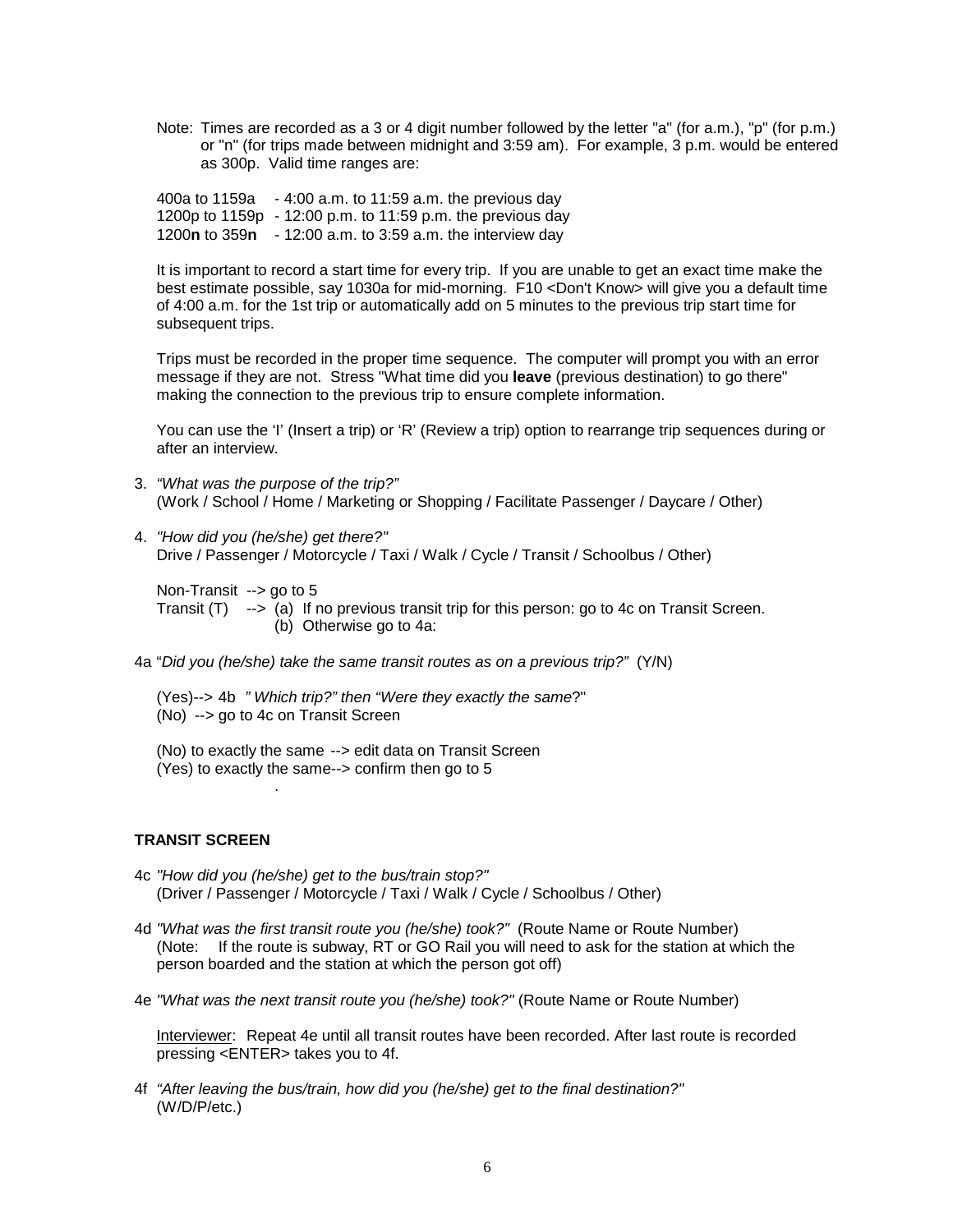Note: Times are recorded as a 3 or 4 digit number followed by the letter "a" (for a.m.), "p" (for p.m.) or "n" (for trips made between midnight and 3:59 am). For example, 3 p.m. would be entered as 300p. Valid time ranges are:

400a to 1159a - 4:00 a.m. to 11:59 a.m. the previous day
1200p to 1159p - 12:00 p.m. to 11:59 p.m. the previous day
1200**n** to 359**n** - 12:00 a.m. to 3:59 a.m. the interview day

It is important to record a start time for every trip. If you are unable to get an exact time make the best estimate possible, say 1030a for mid-morning. F10 <Don't Know> will give you a default time of 4:00 a.m. for the 1st trip or automatically add on 5 minutes to the previous trip start time for subsequent trips.

Trips must be recorded in the proper time sequence. The computer will prompt you with an error message if they are not. Stress "What time did you **leave** (previous destination) to go there" making the connection to the previous trip to ensure complete information.

You can use the 'I' (Insert a trip) or 'R' (Review a trip) option to rearrange trip sequences during or after an interview.

3. *"What was the purpose of the trip?"*
   (Work / School / Home / Marketing or Shopping / Facilitate Passenger / Daycare / Other)

4. *"How did you (he/she) get there?"*
   Drive / Passenger / Motorcycle / Taxi / Walk / Cycle / Transit / Schoolbus / Other)

   Non-Transit --> go to 5
   Transit (T) --> (a) If no previous transit trip for this person: go to 4c on Transit Screen.
   (b) Otherwise go to 4a:

4a "*Did you (he/she) take the same transit routes as on a previous trip?*" (Y/N)

(Yes)--> 4b *" Which trip?" then "Were they exactly the same*?"
(No) --> go to 4c on Transit Screen

(No) to exactly the same --> edit data on Transit Screen
(Yes) to exactly the same--> confirm then go to 5

**TRANSIT SCREEN**

4c *"How did you (he/she) get to the bus/train stop?"*
(Driver / Passenger / Motorcycle / Taxi / Walk / Cycle / Schoolbus / Other)

4d *"What was the first transit route you (he/she) took?"* (Route Name or Route Number)
(Note: If the route is subway, RT or GO Rail you will need to ask for the station at which the person boarded and the station at which the person got off)

4e *"What was the next transit route you (he/she) took?"* (Route Name or Route Number)

<u>Interviewer</u>: Repeat 4e until all transit routes have been recorded. After last route is recorded pressing <ENTER> takes you to 4f.

4f *"After leaving the bus/train, how did you (he/she) get to the final destination?"*
(W/D/P/etc.)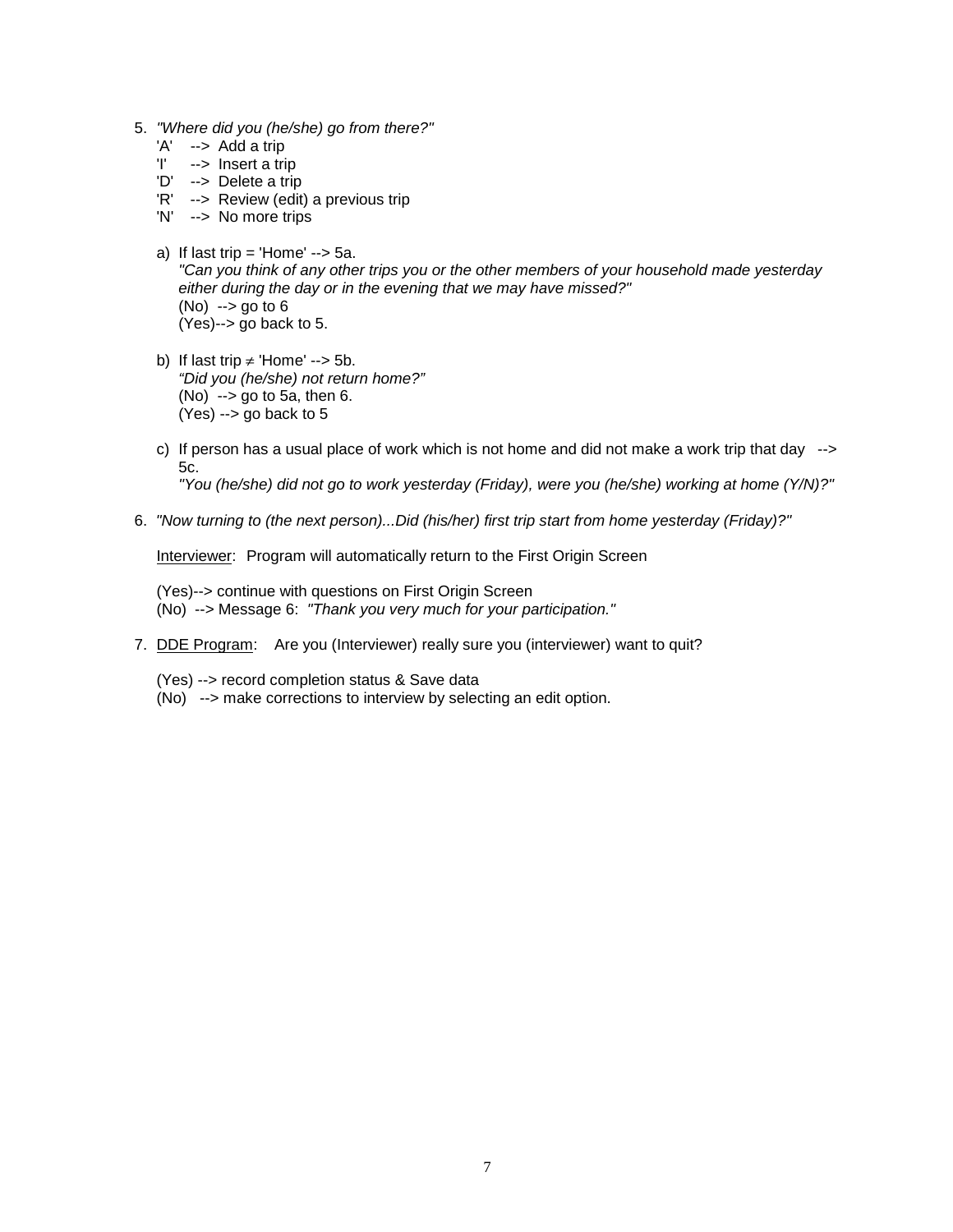5. *"Where did you (he/she) go from there?"*
   'A' --> Add a trip
   'I' --> Insert a trip
   'D' --> Delete a trip
   'R' --> Review (edit) a previous trip
   'N' --> No more trips

   a) If last trip = 'Home' --> 5a.
      *"Can you think of any other trips you or the other members of your household made yesterday either during the day or in the evening that we may have missed?"*
      (No) --> go to 6
      (Yes)--> go back to 5.

   b) If last trip ≠ 'Home' --> 5b.
      *"Did you (he/she) not return home?"*
      (No) --> go to 5a, then 6.
      (Yes) --> go back to 5

   c) If person has a usual place of work which is not home and did not make a work trip that day --> 5c.
      *"You (he/she) did not go to work yesterday (Friday), were you (he/she) working at home (Y/N)?"*

6. *"Now turning to (the next person)...Did (his/her) first trip start from home yesterday (Friday)?"*

   Interviewer: Program will automatically return to the First Origin Screen

   (Yes)--> continue with questions on First Origin Screen
   (No) --> Message 6: *"Thank you very much for your participation."*

7. DDE Program: Are you (Interviewer) really sure you (interviewer) want to quit?

   (Yes) --> record completion status & Save data
   (No) --> make corrections to interview by selecting an edit option.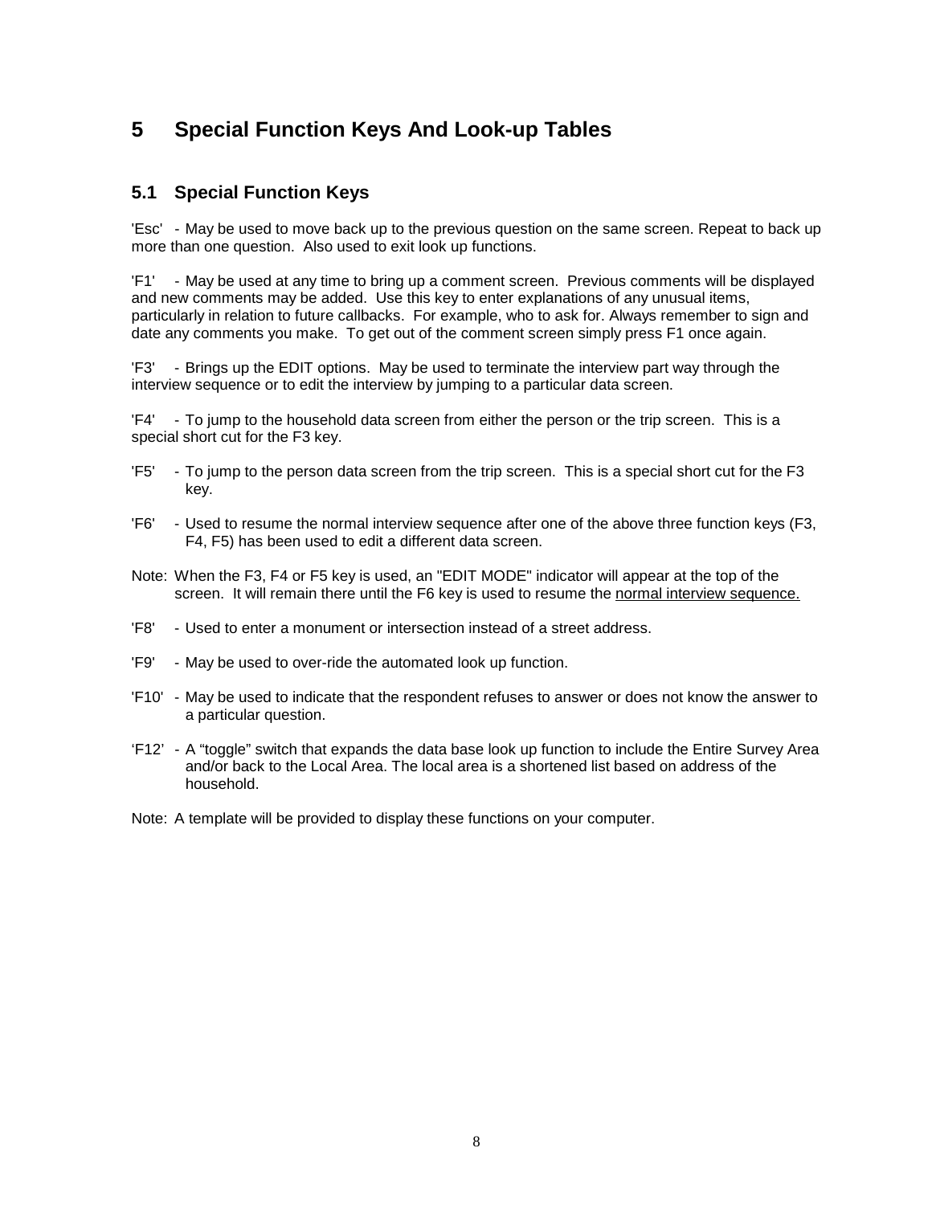# 5 Special Function Keys And Look-up Tables

## 5.1 Special Function Keys

'Esc' - May be used to move back up to the previous question on the same screen. Repeat to back up more than one question. Also used to exit look up functions.

'F1' - May be used at any time to bring up a comment screen. Previous comments will be displayed and new comments may be added. Use this key to enter explanations of any unusual items, particularly in relation to future callbacks. For example, who to ask for. Always remember to sign and date any comments you make. To get out of the comment screen simply press F1 once again.

'F3' - Brings up the EDIT options. May be used to terminate the interview part way through the interview sequence or to edit the interview by jumping to a particular data screen.

'F4' - To jump to the household data screen from either the person or the trip screen. This is a special short cut for the F3 key.

'F5' - To jump to the person data screen from the trip screen. This is a special short cut for the F3 key.

'F6' - Used to resume the normal interview sequence after one of the above three function keys (F3, F4, F5) has been used to edit a different data screen.

Note: When the F3, F4 or F5 key is used, an "EDIT MODE" indicator will appear at the top of the screen. It will remain there until the F6 key is used to resume the normal interview sequence.

'F8' - Used to enter a monument or intersection instead of a street address.

'F9' - May be used to over-ride the automated look up function.

'F10' - May be used to indicate that the respondent refuses to answer or does not know the answer to a particular question.

'F12' - A "toggle" switch that expands the data base look up function to include the Entire Survey Area and/or back to the Local Area. The local area is a shortened list based on address of the household.

Note: A template will be provided to display these functions on your computer.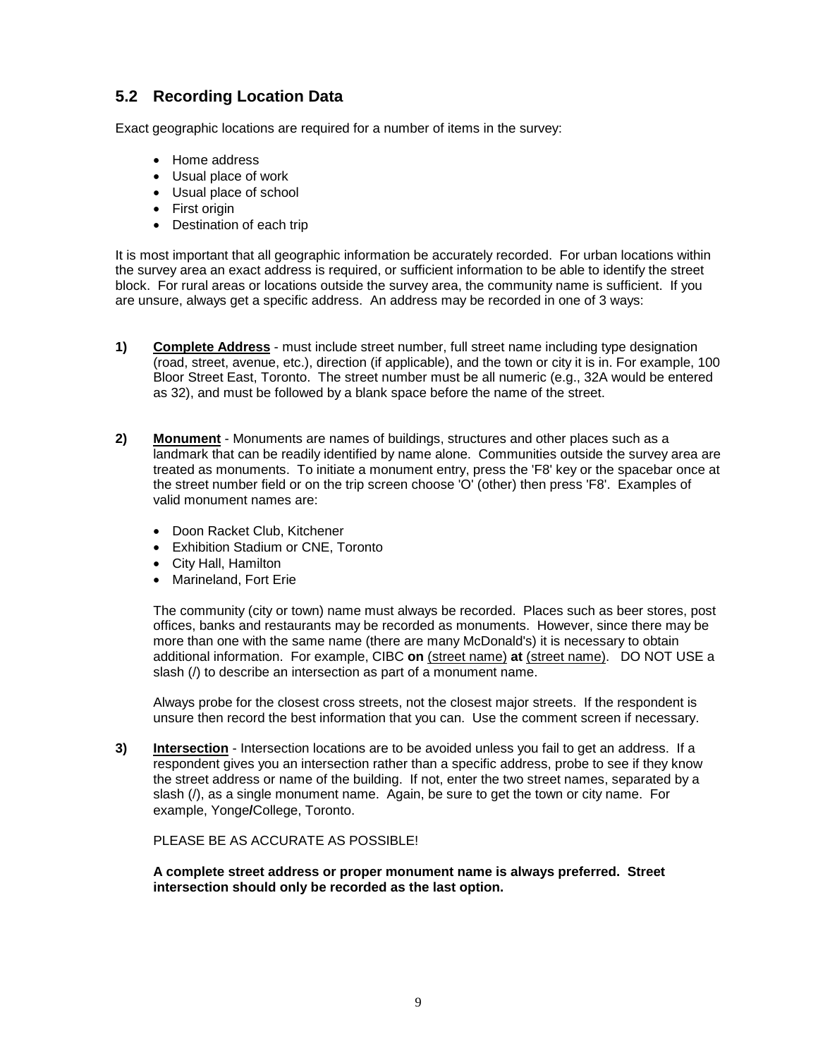## 5.2 Recording Location Data

Exact geographic locations are required for a number of items in the survey:

- Home address
- Usual place of work
- Usual place of school
- First origin
- Destination of each trip

It is most important that all geographic information be accurately recorded. For urban locations within the survey area an exact address is required, or sufficient information to be able to identify the street block. For rural areas or locations outside the survey area, the community name is sufficient. If you are unsure, always get a specific address. An address may be recorded in one of 3 ways:

**1)** **<u>Complete Address</u>** - must include street number, full street name including type designation (road, street, avenue, etc.), direction (if applicable), and the town or city it is in. For example, 100 Bloor Street East, Toronto. The street number must be all numeric (e.g., 32A would be entered as 32), and must be followed by a blank space before the name of the street.

**2)** **<u>Monument</u>** - Monuments are names of buildings, structures and other places such as a landmark that can be readily identified by name alone. Communities outside the survey area are treated as monuments. To initiate a monument entry, press the 'F8' key or the spacebar once at the street number field or on the trip screen choose 'O' (other) then press 'F8'. Examples of valid monument names are:

- Doon Racket Club, Kitchener
- Exhibition Stadium or CNE, Toronto
- City Hall, Hamilton
- Marineland, Fort Erie

The community (city or town) name must always be recorded. Places such as beer stores, post offices, banks and restaurants may be recorded as monuments. However, since there may be more than one with the same name (there are many McDonald's) it is necessary to obtain additional information. For example, CIBC **on** <u>(street name)</u> **at** <u>(street name)</u>. DO NOT USE a slash (/) to describe an intersection as part of a monument name.

Always probe for the closest cross streets, not the closest major streets. If the respondent is unsure then record the best information that you can. Use the comment screen if necessary.

**3)** **<u>Intersection</u>** - Intersection locations are to be avoided unless you fail to get an address. If a respondent gives you an intersection rather than a specific address, probe to see if they know the street address or name of the building. If not, enter the two street names, separated by a slash (/), as a single monument name. Again, be sure to get the town or city name. For example, Yonge**/**College, Toronto.

PLEASE BE AS ACCURATE AS POSSIBLE!

**A complete street address or proper monument name is always preferred. Street intersection should only be recorded as the last option.**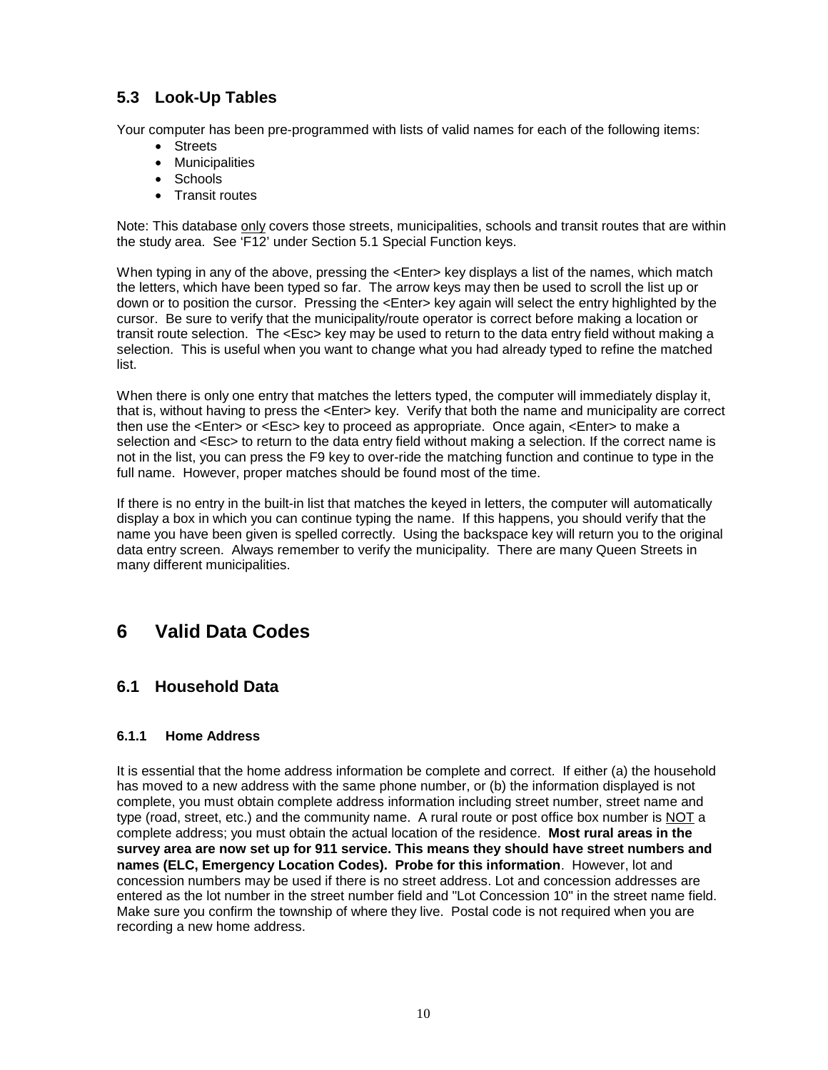### 5.3 Look-Up Tables

Your computer has been pre-programmed with lists of valid names for each of the following items:

- Streets
- Municipalities
- Schools
- Transit routes

Note: This database only covers those streets, municipalities, schools and transit routes that are within the study area. See 'F12' under Section 5.1 Special Function keys.

When typing in any of the above, pressing the <Enter> key displays a list of the names, which match the letters, which have been typed so far. The arrow keys may then be used to scroll the list up or down or to position the cursor. Pressing the <Enter> key again will select the entry highlighted by the cursor. Be sure to verify that the municipality/route operator is correct before making a location or transit route selection. The <Esc> key may be used to return to the data entry field without making a selection. This is useful when you want to change what you had already typed to refine the matched list.

When there is only one entry that matches the letters typed, the computer will immediately display it, that is, without having to press the <Enter> key. Verify that both the name and municipality are correct then use the <Enter> or <Esc> key to proceed as appropriate. Once again, <Enter> to make a selection and <Esc> to return to the data entry field without making a selection. If the correct name is not in the list, you can press the F9 key to over-ride the matching function and continue to type in the full name. However, proper matches should be found most of the time.

If there is no entry in the built-in list that matches the keyed in letters, the computer will automatically display a box in which you can continue typing the name. If this happens, you should verify that the name you have been given is spelled correctly. Using the backspace key will return you to the original data entry screen. Always remember to verify the municipality. There are many Queen Streets in many different municipalities.

# 6 Valid Data Codes

## 6.1 Household Data

#### 6.1.1 Home Address

It is essential that the home address information be complete and correct. If either (a) the household has moved to a new address with the same phone number, or (b) the information displayed is not complete, you must obtain complete address information including street number, street name and type (road, street, etc.) and the community name. A rural route or post office box number is NOT a complete address; you must obtain the actual location of the residence. **Most rural areas in the survey area are now set up for 911 service. This means they should have street numbers and names (ELC, Emergency Location Codes). Probe for this information**. However, lot and concession numbers may be used if there is no street address. Lot and concession addresses are entered as the lot number in the street number field and "Lot Concession 10" in the street name field. Make sure you confirm the township of where they live. Postal code is not required when you are recording a new home address.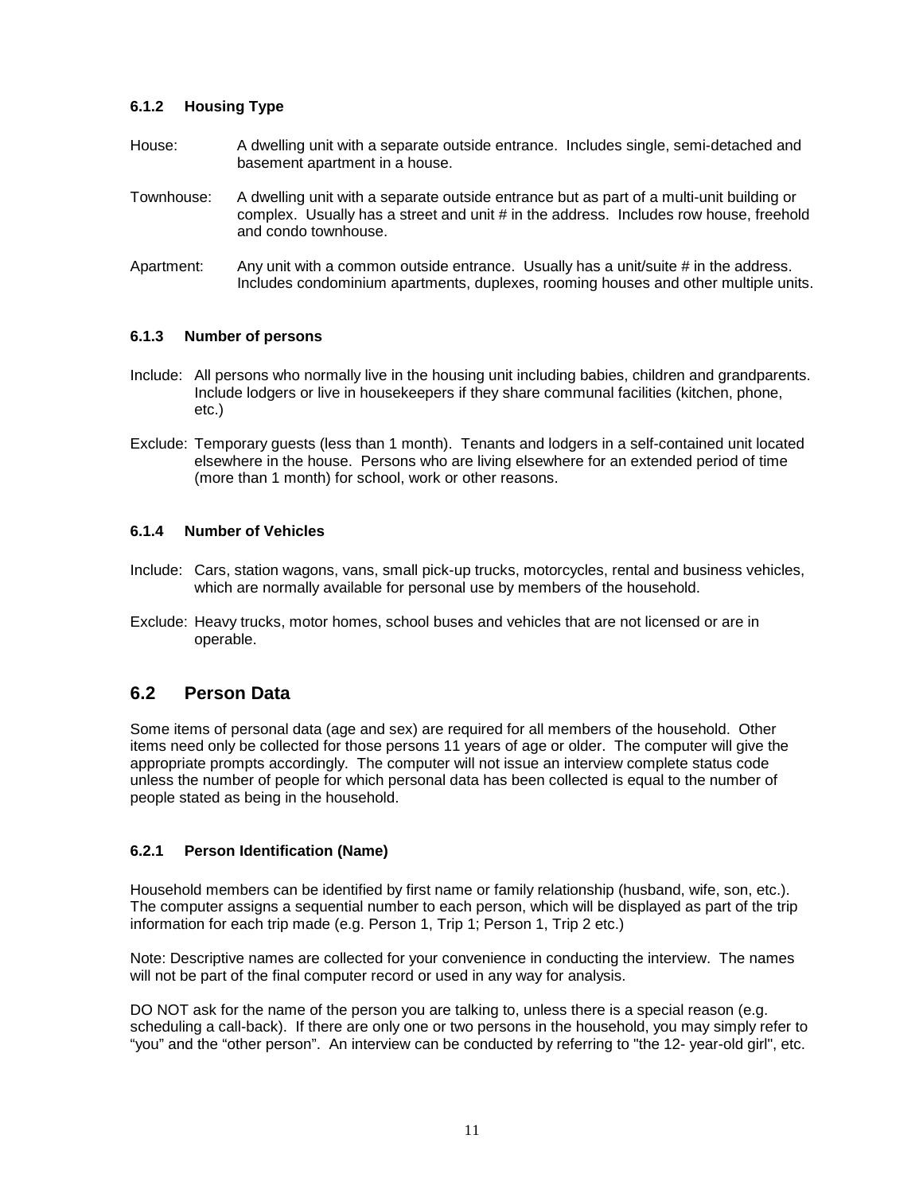#### 6.1.2 Housing Type

House: A dwelling unit with a separate outside entrance. Includes single, semi-detached and basement apartment in a house.

Townhouse: A dwelling unit with a separate outside entrance but as part of a multi-unit building or complex. Usually has a street and unit # in the address. Includes row house, freehold and condo townhouse.

Apartment: Any unit with a common outside entrance. Usually has a unit/suite # in the address. Includes condominium apartments, duplexes, rooming houses and other multiple units.

#### 6.1.3 Number of persons

Include: All persons who normally live in the housing unit including babies, children and grandparents. Include lodgers or live in housekeepers if they share communal facilities (kitchen, phone, etc.)

Exclude: Temporary guests (less than 1 month). Tenants and lodgers in a self-contained unit located elsewhere in the house. Persons who are living elsewhere for an extended period of time (more than 1 month) for school, work or other reasons.

#### 6.1.4 Number of Vehicles

Include: Cars, station wagons, vans, small pick-up trucks, motorcycles, rental and business vehicles, which are normally available for personal use by members of the household.

Exclude: Heavy trucks, motor homes, school buses and vehicles that are not licensed or are in operable.

## 6.2 Person Data

Some items of personal data (age and sex) are required for all members of the household. Other items need only be collected for those persons 11 years of age or older. The computer will give the appropriate prompts accordingly. The computer will not issue an interview complete status code unless the number of people for which personal data has been collected is equal to the number of people stated as being in the household.

#### 6.2.1 Person Identification (Name)

Household members can be identified by first name or family relationship (husband, wife, son, etc.). The computer assigns a sequential number to each person, which will be displayed as part of the trip information for each trip made (e.g. Person 1, Trip 1; Person 1, Trip 2 etc.)

Note: Descriptive names are collected for your convenience in conducting the interview. The names will not be part of the final computer record or used in any way for analysis.

DO NOT ask for the name of the person you are talking to, unless there is a special reason (e.g. scheduling a call-back). If there are only one or two persons in the household, you may simply refer to “you” and the “other person”. An interview can be conducted by referring to "the 12- year-old girl", etc.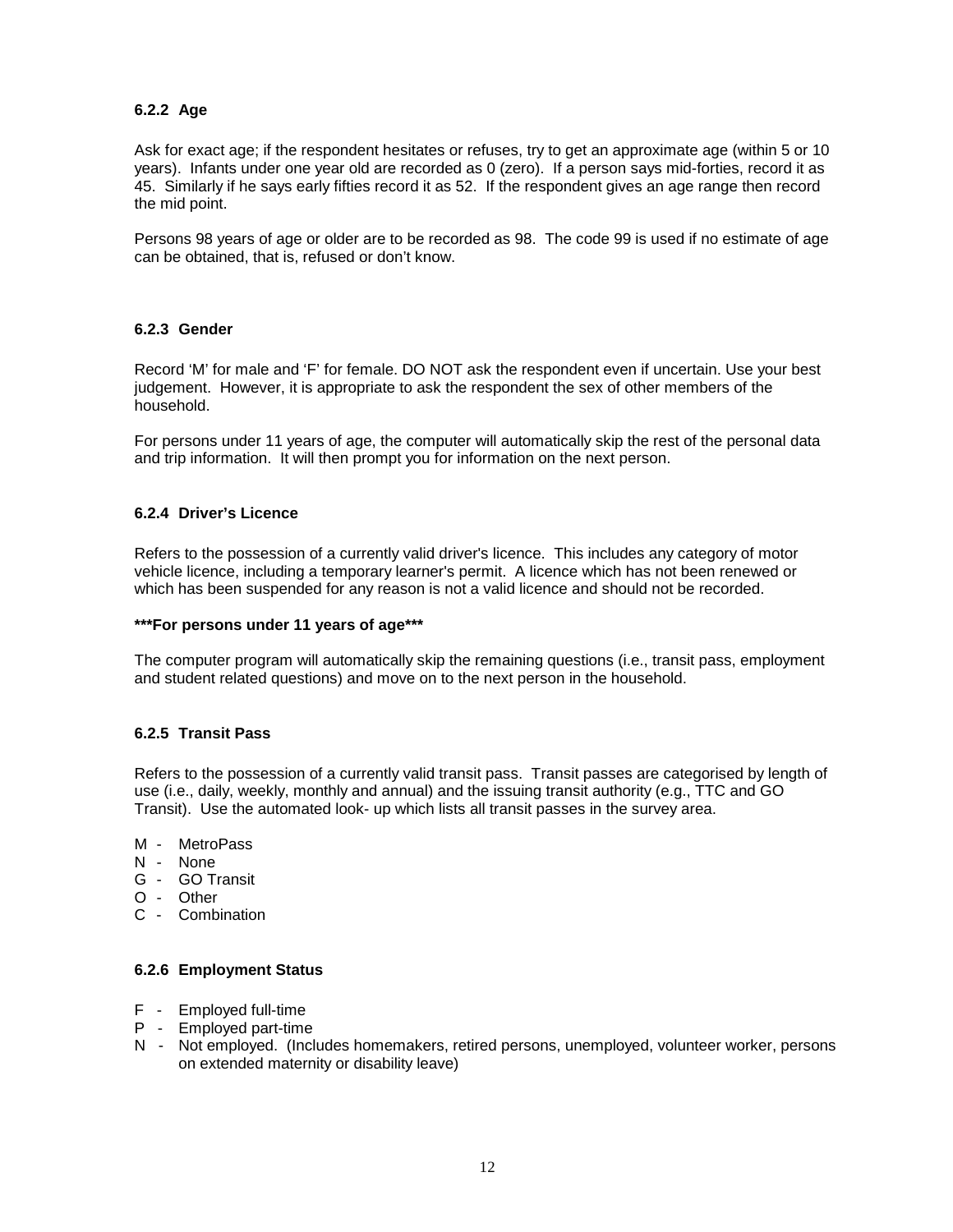### 6.2.2 Age

Ask for exact age; if the respondent hesitates or refuses, try to get an approximate age (within 5 or 10 years). Infants under one year old are recorded as 0 (zero). If a person says mid-forties, record it as 45. Similarly if he says early fifties record it as 52. If the respondent gives an age range then record the mid point.

Persons 98 years of age or older are to be recorded as 98. The code 99 is used if no estimate of age can be obtained, that is, refused or don't know.

### 6.2.3 Gender

Record 'M' for male and 'F' for female. DO NOT ask the respondent even if uncertain. Use your best judgement. However, it is appropriate to ask the respondent the sex of other members of the household.

For persons under 11 years of age, the computer will automatically skip the rest of the personal data and trip information. It will then prompt you for information on the next person.

### 6.2.4 Driver's Licence

Refers to the possession of a currently valid driver's licence. This includes any category of motor vehicle licence, including a temporary learner's permit. A licence which has not been renewed or which has been suspended for any reason is not a valid licence and should not be recorded.

**\*\*\*For persons under 11 years of age\*\*\***

The computer program will automatically skip the remaining questions (i.e., transit pass, employment and student related questions) and move on to the next person in the household.

### 6.2.5 Transit Pass

Refers to the possession of a currently valid transit pass. Transit passes are categorised by length of use (i.e., daily, weekly, monthly and annual) and the issuing transit authority (e.g., TTC and GO Transit). Use the automated look- up which lists all transit passes in the survey area.

- M - MetroPass
- N - None
- G - GO Transit
- O - Other
- C - Combination

### 6.2.6 Employment Status

- F - Employed full-time
- P - Employed part-time
- N - Not employed. (Includes homemakers, retired persons, unemployed, volunteer worker, persons on extended maternity or disability leave)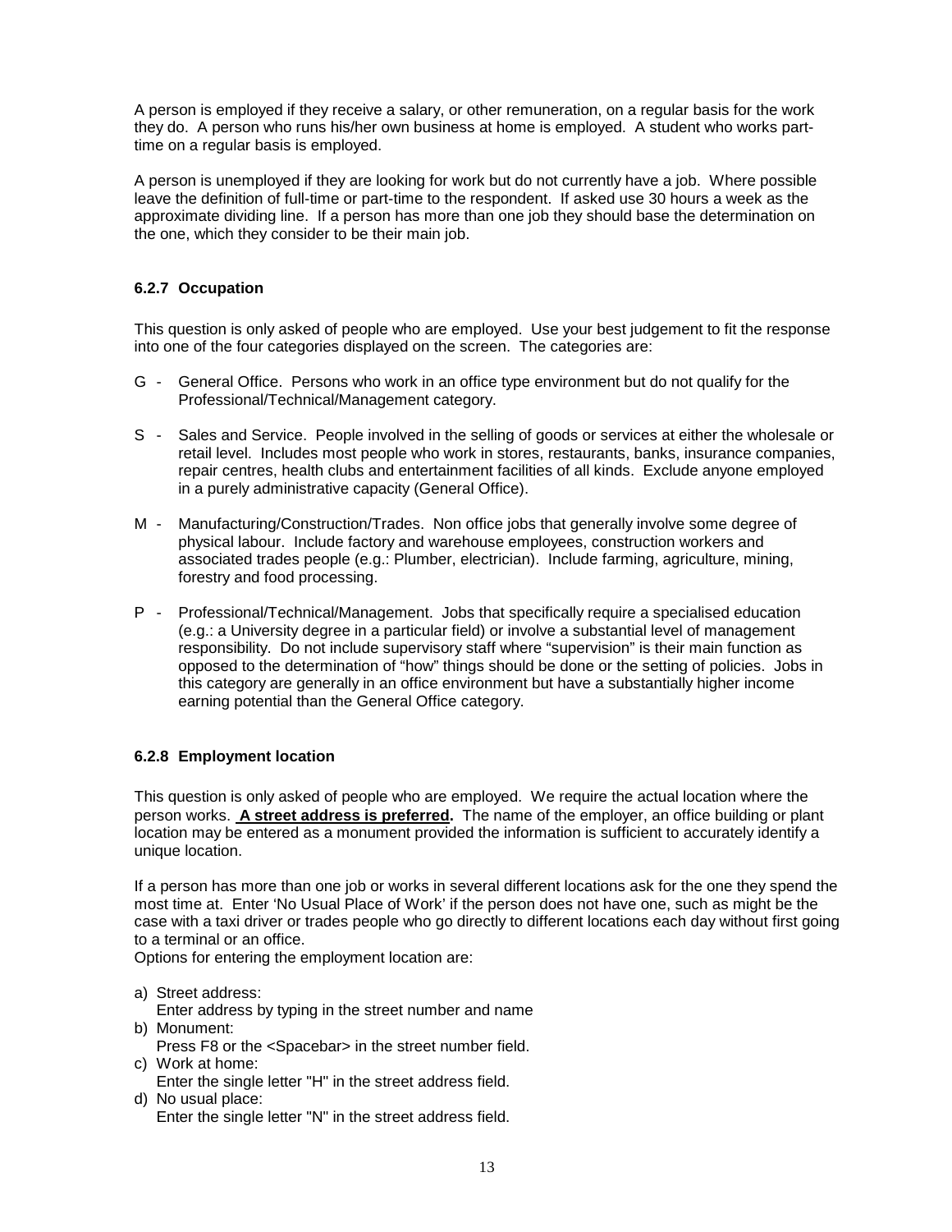A person is employed if they receive a salary, or other remuneration, on a regular basis for the work they do. A person who runs his/her own business at home is employed. A student who works part-time on a regular basis is employed.

A person is unemployed if they are looking for work but do not currently have a job. Where possible leave the definition of full-time or part-time to the respondent. If asked use 30 hours a week as the approximate dividing line. If a person has more than one job they should base the determination on the one, which they consider to be their main job.

#### 6.2.7 Occupation

This question is only asked of people who are employed. Use your best judgement to fit the response into one of the four categories displayed on the screen. The categories are:

G - General Office. Persons who work in an office type environment but do not qualify for the Professional/Technical/Management category.

S - Sales and Service. People involved in the selling of goods or services at either the wholesale or retail level. Includes most people who work in stores, restaurants, banks, insurance companies, repair centres, health clubs and entertainment facilities of all kinds. Exclude anyone employed in a purely administrative capacity (General Office).

M - Manufacturing/Construction/Trades. Non office jobs that generally involve some degree of physical labour. Include factory and warehouse employees, construction workers and associated trades people (e.g.: Plumber, electrician). Include farming, agriculture, mining, forestry and food processing.

P - Professional/Technical/Management. Jobs that specifically require a specialised education (e.g.: a University degree in a particular field) or involve a substantial level of management responsibility. Do not include supervisory staff where "supervision" is their main function as opposed to the determination of "how" things should be done or the setting of policies. Jobs in this category are generally in an office environment but have a substantially higher income earning potential than the General Office category.

#### 6.2.8 Employment location

This question is only asked of people who are employed. We require the actual location where the person works. **A street address is preferred.** The name of the employer, an office building or plant location may be entered as a monument provided the information is sufficient to accurately identify a unique location.

If a person has more than one job or works in several different locations ask for the one they spend the most time at. Enter 'No Usual Place of Work' if the person does not have one, such as might be the case with a taxi driver or trades people who go directly to different locations each day without first going to a terminal or an office.

Options for entering the employment location are:

a) Street address:
   Enter address by typing in the street number and name
b) Monument:
   Press F8 or the <Spacebar> in the street number field.
c) Work at home:
   Enter the single letter "H" in the street address field.
d) No usual place:
   Enter the single letter "N" in the street address field.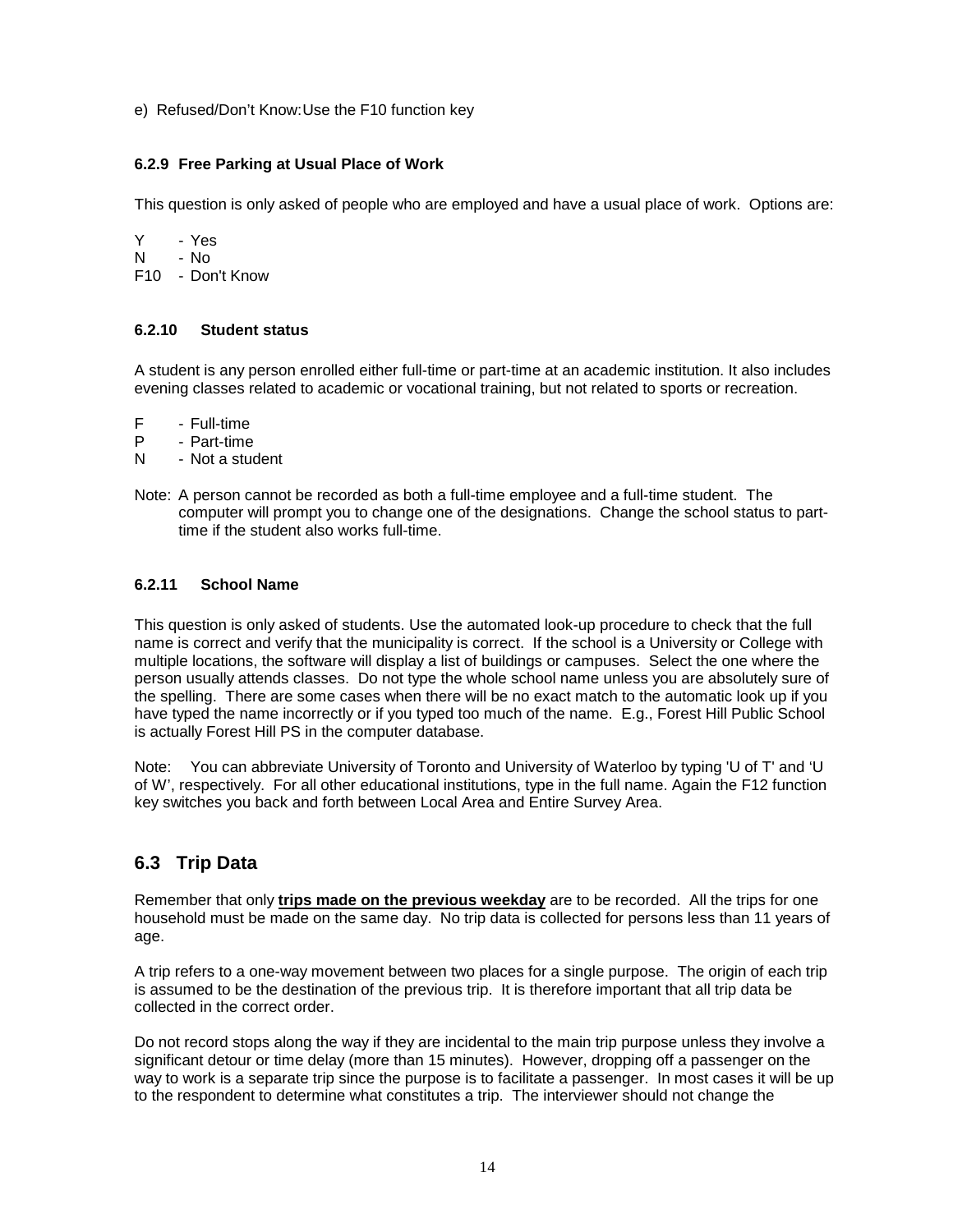e) Refused/Don't Know:Use the F10 function key

### 6.2.9 Free Parking at Usual Place of Work

This question is only asked of people who are employed and have a usual place of work. Options are:

Y - Yes
N - No
F10 - Don't Know

### 6.2.10 Student status

A student is any person enrolled either full-time or part-time at an academic institution. It also includes evening classes related to academic or vocational training, but not related to sports or recreation.

F - Full-time
P - Part-time
N - Not a student

Note: A person cannot be recorded as both a full-time employee and a full-time student. The computer will prompt you to change one of the designations. Change the school status to part-time if the student also works full-time.

### 6.2.11 School Name

This question is only asked of students. Use the automated look-up procedure to check that the full name is correct and verify that the municipality is correct. If the school is a University or College with multiple locations, the software will display a list of buildings or campuses. Select the one where the person usually attends classes. Do not type the whole school name unless you are absolutely sure of the spelling. There are some cases when there will be no exact match to the automatic look up if you have typed the name incorrectly or if you typed too much of the name. E.g., Forest Hill Public School is actually Forest Hill PS in the computer database.

Note: You can abbreviate University of Toronto and University of Waterloo by typing 'U of T' and 'U of W', respectively. For all other educational institutions, type in the full name. Again the F12 function key switches you back and forth between Local Area and Entire Survey Area.

## 6.3 Trip Data

Remember that only **trips made on the previous weekday** are to be recorded. All the trips for one household must be made on the same day. No trip data is collected for persons less than 11 years of age.

A trip refers to a one-way movement between two places for a single purpose. The origin of each trip is assumed to be the destination of the previous trip. It is therefore important that all trip data be collected in the correct order.

Do not record stops along the way if they are incidental to the main trip purpose unless they involve a significant detour or time delay (more than 15 minutes). However, dropping off a passenger on the way to work is a separate trip since the purpose is to facilitate a passenger. In most cases it will be up to the respondent to determine what constitutes a trip. The interviewer should not change the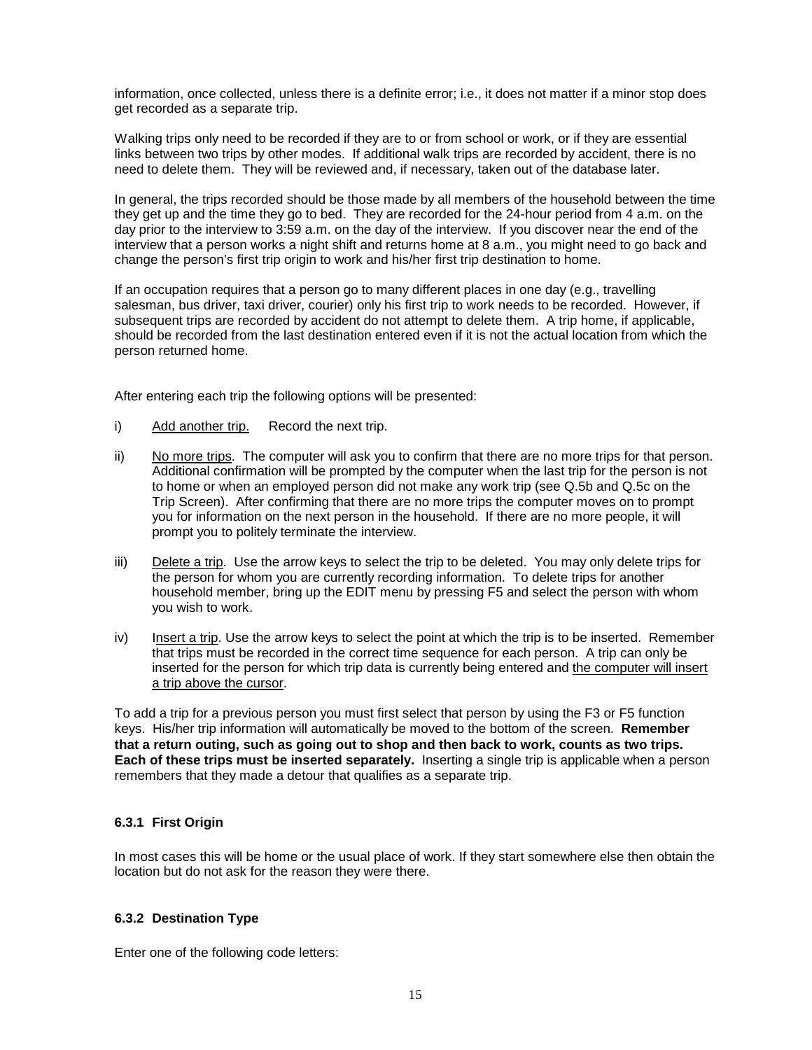information, once collected, unless there is a definite error; i.e., it does not matter if a minor stop does get recorded as a separate trip.

Walking trips only need to be recorded if they are to or from school or work, or if they are essential links between two trips by other modes. If additional walk trips are recorded by accident, there is no need to delete them. They will be reviewed and, if necessary, taken out of the database later.

In general, the trips recorded should be those made by all members of the household between the time they get up and the time they go to bed. They are recorded for the 24-hour period from 4 a.m. on the day prior to the interview to 3:59 a.m. on the day of the interview. If you discover near the end of the interview that a person works a night shift and returns home at 8 a.m., you might need to go back and change the person's first trip origin to work and his/her first trip destination to home.

If an occupation requires that a person go to many different places in one day (e.g., travelling salesman, bus driver, taxi driver, courier) only his first trip to work needs to be recorded. However, if subsequent trips are recorded by accident do not attempt to delete them. A trip home, if applicable, should be recorded from the last destination entered even if it is not the actual location from which the person returned home.

After entering each trip the following options will be presented:

i) Add another trip. Record the next trip.

ii) No more trips. The computer will ask you to confirm that there are no more trips for that person. Additional confirmation will be prompted by the computer when the last trip for the person is not to home or when an employed person did not make any work trip (see Q.5b and Q.5c on the Trip Screen). After confirming that there are no more trips the computer moves on to prompt you for information on the next person in the household. If there are no more people, it will prompt you to politely terminate the interview.

iii) Delete a trip. Use the arrow keys to select the trip to be deleted. You may only delete trips for the person for whom you are currently recording information. To delete trips for another household member, bring up the EDIT menu by pressing F5 and select the person with whom you wish to work.

iv) Insert a trip. Use the arrow keys to select the point at which the trip is to be inserted. Remember that trips must be recorded in the correct time sequence for each person. A trip can only be inserted for the person for which trip data is currently being entered and the computer will insert a trip above the cursor.

To add a trip for a previous person you must first select that person by using the F3 or F5 function keys. His/her trip information will automatically be moved to the bottom of the screen. **Remember that a return outing, such as going out to shop and then back to work, counts as two trips. Each of these trips must be inserted separately.** Inserting a single trip is applicable when a person remembers that they made a detour that qualifies as a separate trip.

### 6.3.1 First Origin

In most cases this will be home or the usual place of work. If they start somewhere else then obtain the location but do not ask for the reason they were there.

### 6.3.2 Destination Type

Enter one of the following code letters: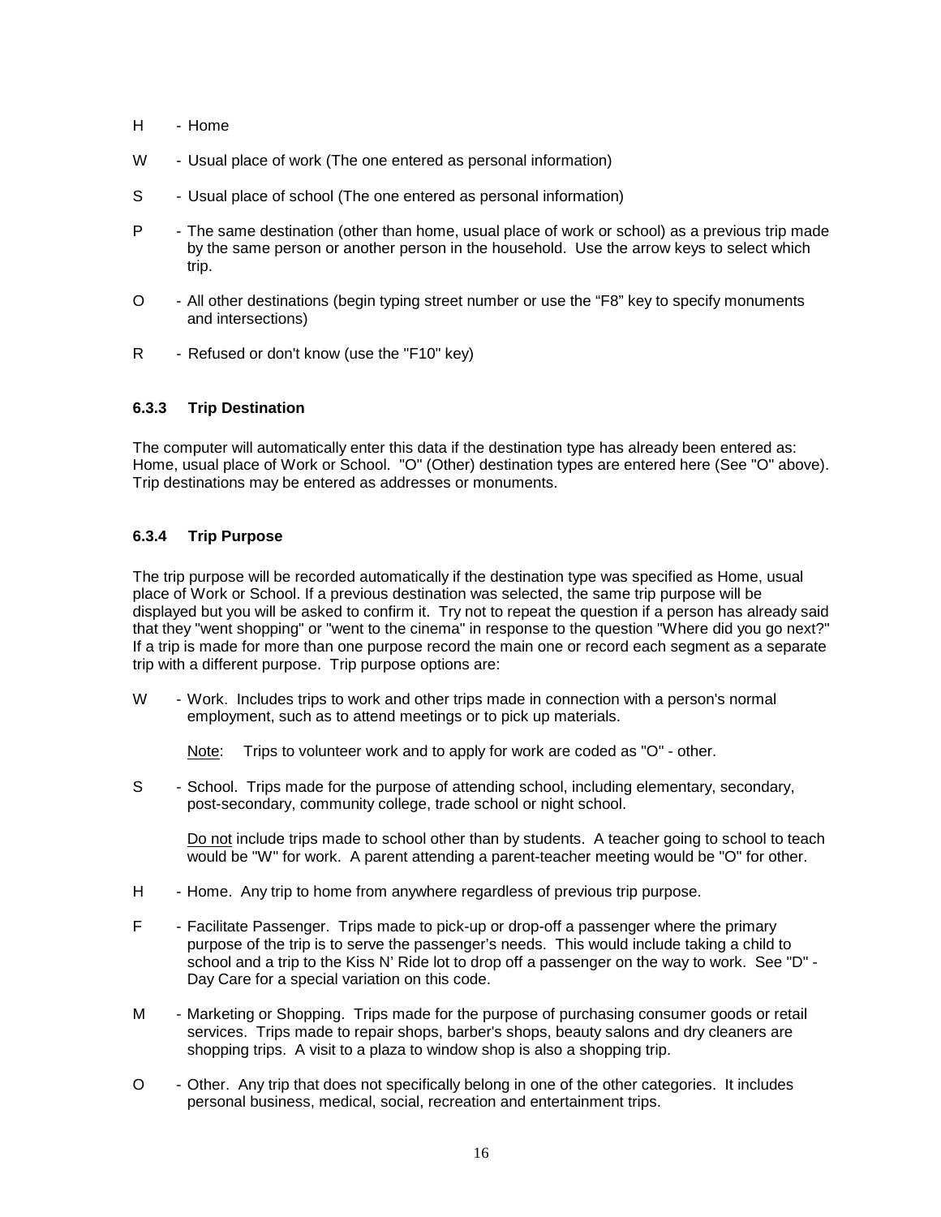H - Home

W - Usual place of work (The one entered as personal information)

S - Usual place of school (The one entered as personal information)

P - The same destination (other than home, usual place of work or school) as a previous trip made by the same person or another person in the household. Use the arrow keys to select which trip.

O - All other destinations (begin typing street number or use the “F8” key to specify monuments and intersections)

R - Refused or don't know (use the "F10" key)

### 6.3.3 Trip Destination

The computer will automatically enter this data if the destination type has already been entered as: Home, usual place of Work or School. "O" (Other) destination types are entered here (See "O" above). Trip destinations may be entered as addresses or monuments.

### 6.3.4 Trip Purpose

The trip purpose will be recorded automatically if the destination type was specified as Home, usual place of Work or School. If a previous destination was selected, the same trip purpose will be displayed but you will be asked to confirm it. Try not to repeat the question if a person has already said that they "went shopping" or "went to the cinema" in response to the question "Where did you go next?" If a trip is made for more than one purpose record the main one or record each segment as a separate trip with a different purpose. Trip purpose options are:

W - Work. Includes trips to work and other trips made in connection with a person's normal employment, such as to attend meetings or to pick up materials.

Note: Trips to volunteer work and to apply for work are coded as "O" - other.

S - School. Trips made for the purpose of attending school, including elementary, secondary, post-secondary, community college, trade school or night school.

Do not include trips made to school other than by students. A teacher going to school to teach would be "W" for work. A parent attending a parent-teacher meeting would be "O" for other.

H - Home. Any trip to home from anywhere regardless of previous trip purpose.

F - Facilitate Passenger. Trips made to pick-up or drop-off a passenger where the primary purpose of the trip is to serve the passenger’s needs. This would include taking a child to school and a trip to the Kiss N’ Ride lot to drop off a passenger on the way to work. See "D" - Day Care for a special variation on this code.

M - Marketing or Shopping. Trips made for the purpose of purchasing consumer goods or retail services. Trips made to repair shops, barber's shops, beauty salons and dry cleaners are shopping trips. A visit to a plaza to window shop is also a shopping trip.

O - Other. Any trip that does not specifically belong in one of the other categories. It includes personal business, medical, social, recreation and entertainment trips.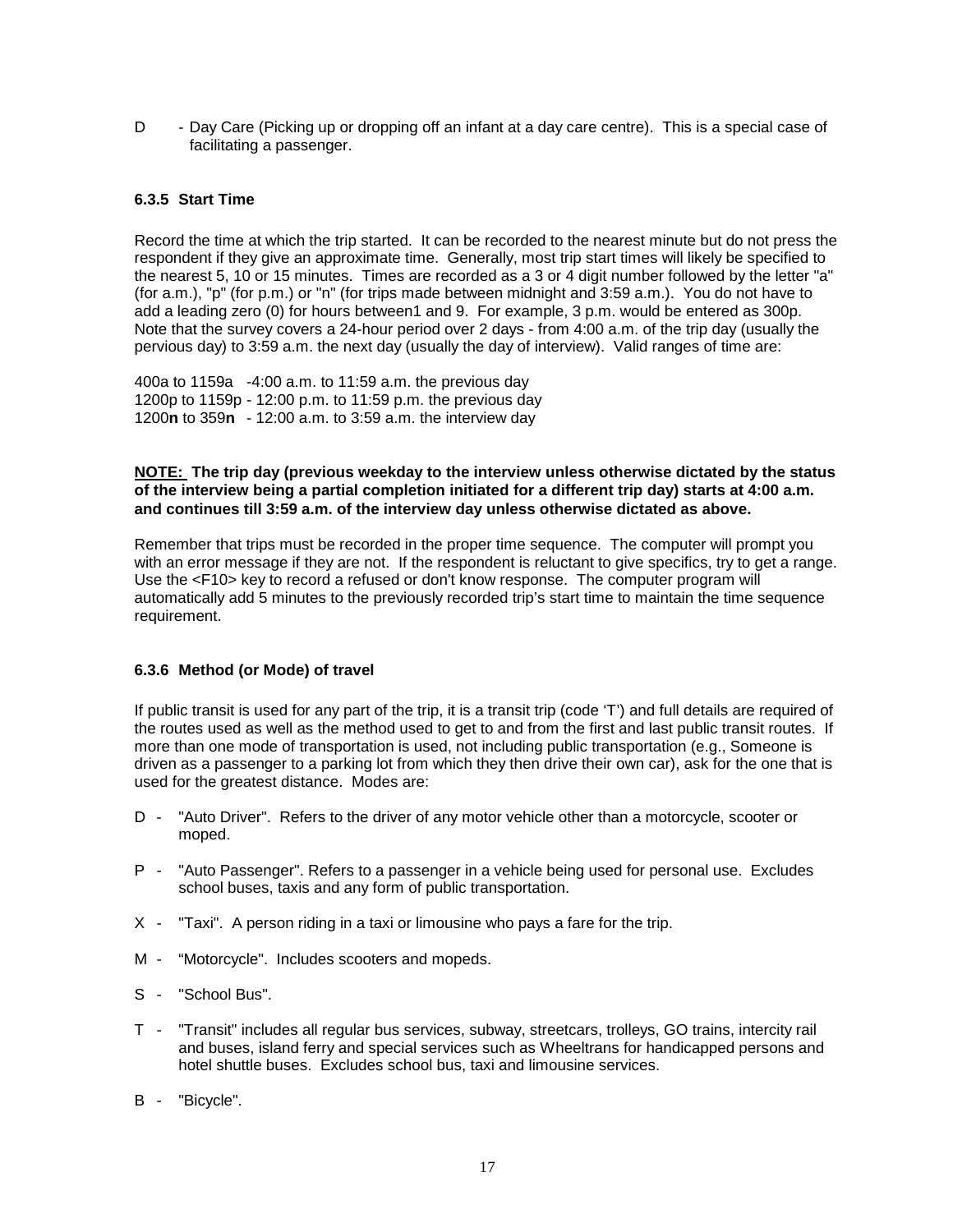D - Day Care (Picking up or dropping off an infant at a day care centre). This is a special case of facilitating a passenger.

### 6.3.5 Start Time

Record the time at which the trip started. It can be recorded to the nearest minute but do not press the respondent if they give an approximate time. Generally, most trip start times will likely be specified to the nearest 5, 10 or 15 minutes. Times are recorded as a 3 or 4 digit number followed by the letter "a" (for a.m.), "p" (for p.m.) or "n" (for trips made between midnight and 3:59 a.m.). You do not have to add a leading zero (0) for hours between1 and 9. For example, 3 p.m. would be entered as 300p. Note that the survey covers a 24-hour period over 2 days - from 4:00 a.m. of the trip day (usually the pervious day) to 3:59 a.m. the next day (usually the day of interview). Valid ranges of time are:

400a to 1159a -4:00 a.m. to 11:59 a.m. the previous day
1200p to 1159p - 12:00 p.m. to 11:59 p.m. the previous day
1200**n** to 359**n** - 12:00 a.m. to 3:59 a.m. the interview day

**NOTE: The trip day (previous weekday to the interview unless otherwise dictated by the status of the interview being a partial completion initiated for a different trip day) starts at 4:00 a.m. and continues till 3:59 a.m. of the interview day unless otherwise dictated as above.**

Remember that trips must be recorded in the proper time sequence. The computer will prompt you with an error message if they are not. If the respondent is reluctant to give specifics, try to get a range. Use the <F10> key to record a refused or don't know response. The computer program will automatically add 5 minutes to the previously recorded trip's start time to maintain the time sequence requirement.

### 6.3.6 Method (or Mode) of travel

If public transit is used for any part of the trip, it is a transit trip (code 'T') and full details are required of the routes used as well as the method used to get to and from the first and last public transit routes. If more than one mode of transportation is used, not including public transportation (e.g., Someone is driven as a passenger to a parking lot from which they then drive their own car), ask for the one that is used for the greatest distance. Modes are:

D - "Auto Driver". Refers to the driver of any motor vehicle other than a motorcycle, scooter or moped.

P - "Auto Passenger". Refers to a passenger in a vehicle being used for personal use. Excludes school buses, taxis and any form of public transportation.

X - "Taxi". A person riding in a taxi or limousine who pays a fare for the trip.

M - "Motorcycle". Includes scooters and mopeds.

S - "School Bus".

T - "Transit" includes all regular bus services, subway, streetcars, trolleys, GO trains, intercity rail and buses, island ferry and special services such as Wheeltrans for handicapped persons and hotel shuttle buses. Excludes school bus, taxi and limousine services.

B - "Bicycle".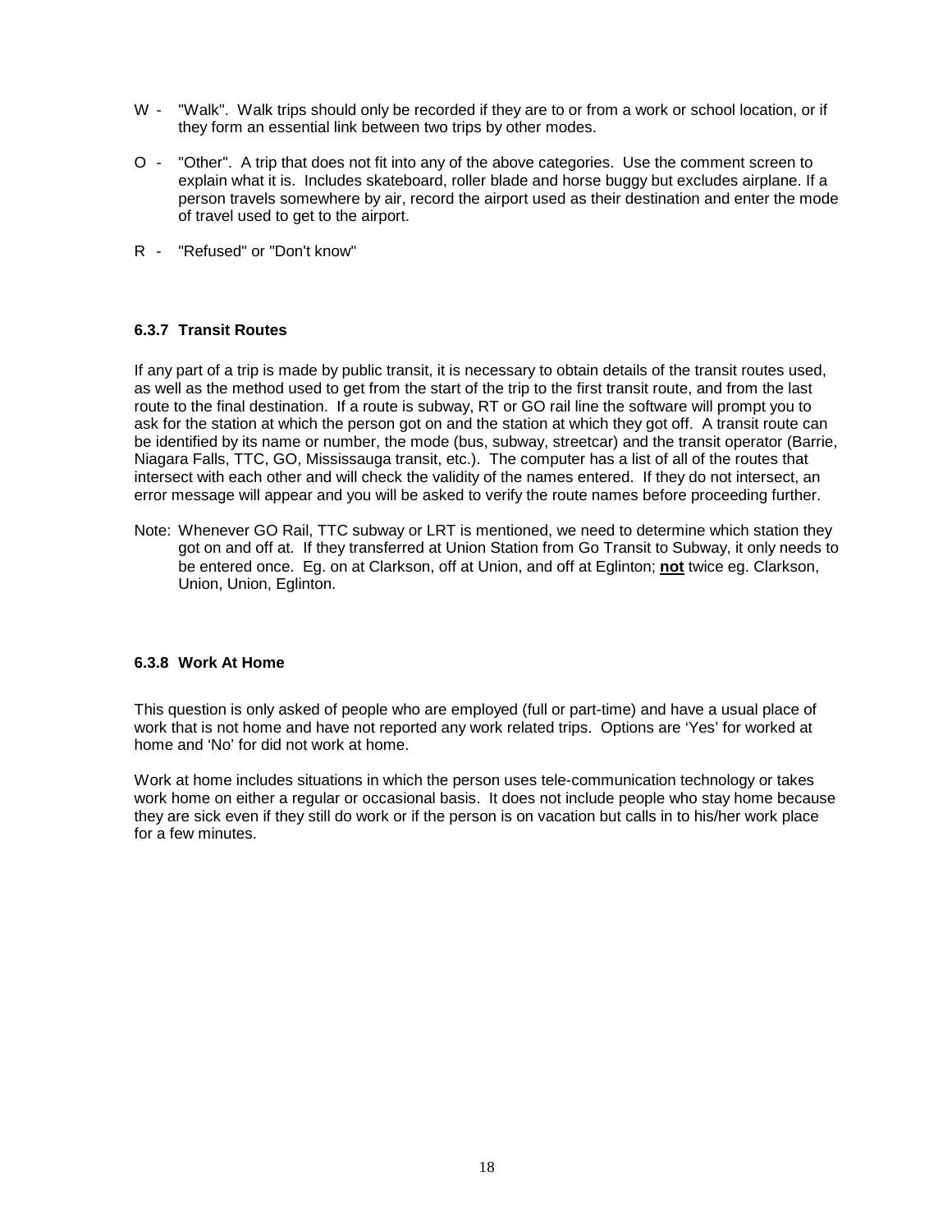W - "Walk". Walk trips should only be recorded if they are to or from a work or school location, or if they form an essential link between two trips by other modes.

O - "Other". A trip that does not fit into any of the above categories. Use the comment screen to explain what it is. Includes skateboard, roller blade and horse buggy but excludes airplane. If a person travels somewhere by air, record the airport used as their destination and enter the mode of travel used to get to the airport.

R - "Refused" or "Don't know"

### 6.3.7 Transit Routes

If any part of a trip is made by public transit, it is necessary to obtain details of the transit routes used, as well as the method used to get from the start of the trip to the first transit route, and from the last route to the final destination. If a route is subway, RT or GO rail line the software will prompt you to ask for the station at which the person got on and the station at which they got off. A transit route can be identified by its name or number, the mode (bus, subway, streetcar) and the transit operator (Barrie, Niagara Falls, TTC, GO, Mississauga transit, etc.). The computer has a list of all of the routes that intersect with each other and will check the validity of the names entered. If they do not intersect, an error message will appear and you will be asked to verify the route names before proceeding further.

Note: Whenever GO Rail, TTC subway or LRT is mentioned, we need to determine which station they got on and off at. If they transferred at Union Station from Go Transit to Subway, it only needs to be entered once. Eg. on at Clarkson, off at Union, and off at Eglinton; **<u>not</u>** twice eg. Clarkson, Union, Union, Eglinton.

### 6.3.8 Work At Home

This question is only asked of people who are employed (full or part-time) and have a usual place of work that is not home and have not reported any work related trips. Options are 'Yes' for worked at home and 'No' for did not work at home.

Work at home includes situations in which the person uses tele-communication technology or takes work home on either a regular or occasional basis. It does not include people who stay home because they are sick even if they still do work or if the person is on vacation but calls in to his/her work place for a few minutes.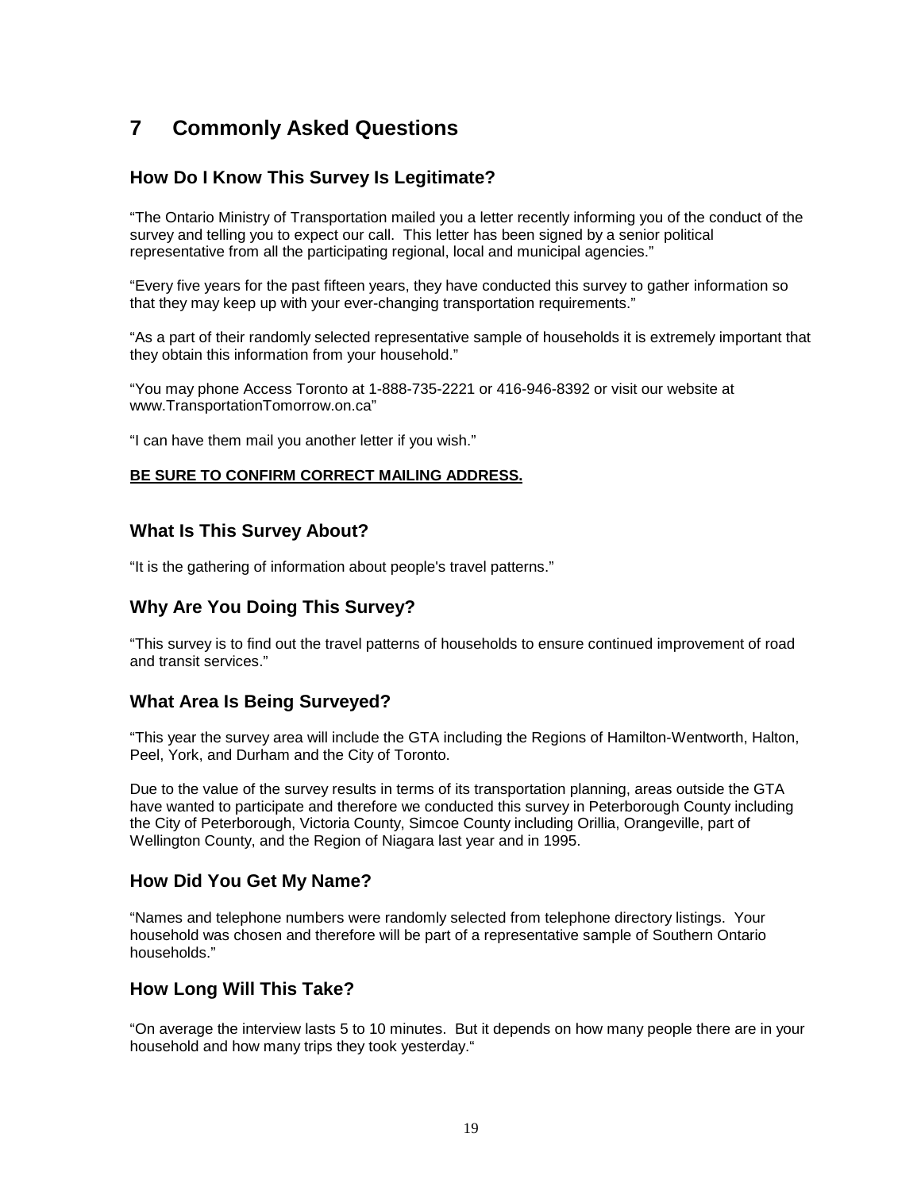# 7 Commonly Asked Questions

## How Do I Know This Survey Is Legitimate?

"The Ontario Ministry of Transportation mailed you a letter recently informing you of the conduct of the survey and telling you to expect our call. This letter has been signed by a senior political representative from all the participating regional, local and municipal agencies."

"Every five years for the past fifteen years, they have conducted this survey to gather information so that they may keep up with your ever-changing transportation requirements."

"As a part of their randomly selected representative sample of households it is extremely important that they obtain this information from your household."

"You may phone Access Toronto at 1-888-735-2221 or 416-946-8392 or visit our website at www.TransportationTomorrow.on.ca"

"I can have them mail you another letter if you wish."

<u>**BE SURE TO CONFIRM CORRECT MAILING ADDRESS.**</u>

## What Is This Survey About?

"It is the gathering of information about people's travel patterns."

## Why Are You Doing This Survey?

"This survey is to find out the travel patterns of households to ensure continued improvement of road and transit services."

## What Area Is Being Surveyed?

"This year the survey area will include the GTA including the Regions of Hamilton-Wentworth, Halton, Peel, York, and Durham and the City of Toronto.

Due to the value of the survey results in terms of its transportation planning, areas outside the GTA have wanted to participate and therefore we conducted this survey in Peterborough County including the City of Peterborough, Victoria County, Simcoe County including Orillia, Orangeville, part of Wellington County, and the Region of Niagara last year and in 1995.

## How Did You Get My Name?

"Names and telephone numbers were randomly selected from telephone directory listings. Your household was chosen and therefore will be part of a representative sample of Southern Ontario households."

## How Long Will This Take?

"On average the interview lasts 5 to 10 minutes. But it depends on how many people there are in your household and how many trips they took yesterday."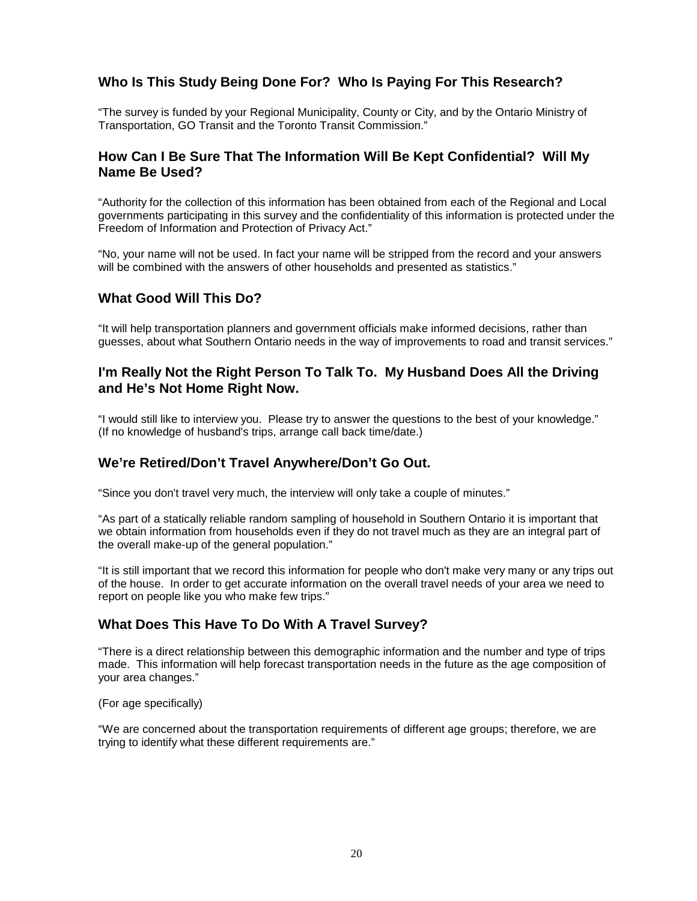## Who Is This Study Being Done For? Who Is Paying For This Research?

"The survey is funded by your Regional Municipality, County or City, and by the Ontario Ministry of Transportation, GO Transit and the Toronto Transit Commission."

## How Can I Be Sure That The Information Will Be Kept Confidential? Will My Name Be Used?

"Authority for the collection of this information has been obtained from each of the Regional and Local governments participating in this survey and the confidentiality of this information is protected under the Freedom of Information and Protection of Privacy Act."

"No, your name will not be used. In fact your name will be stripped from the record and your answers will be combined with the answers of other households and presented as statistics."

## What Good Will This Do?

"It will help transportation planners and government officials make informed decisions, rather than guesses, about what Southern Ontario needs in the way of improvements to road and transit services."

## I'm Really Not the Right Person To Talk To. My Husband Does All the Driving and He's Not Home Right Now.

"I would still like to interview you. Please try to answer the questions to the best of your knowledge." (If no knowledge of husband's trips, arrange call back time/date.)

## We're Retired/Don't Travel Anywhere/Don't Go Out.

"Since you don't travel very much, the interview will only take a couple of minutes."

"As part of a statically reliable random sampling of household in Southern Ontario it is important that we obtain information from households even if they do not travel much as they are an integral part of the overall make-up of the general population."

"It is still important that we record this information for people who don't make very many or any trips out of the house. In order to get accurate information on the overall travel needs of your area we need to report on people like you who make few trips."

## What Does This Have To Do With A Travel Survey?

"There is a direct relationship between this demographic information and the number and type of trips made. This information will help forecast transportation needs in the future as the age composition of your area changes."

(For age specifically)

"We are concerned about the transportation requirements of different age groups; therefore, we are trying to identify what these different requirements are."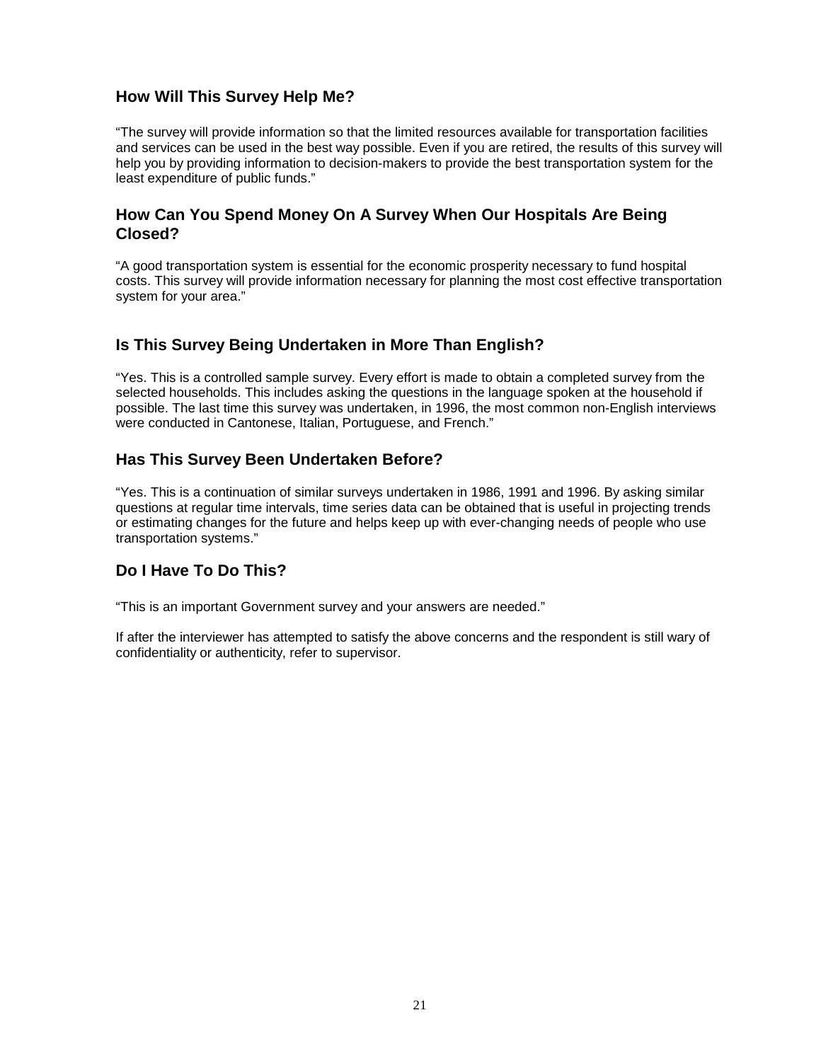### How Will This Survey Help Me?

"The survey will provide information so that the limited resources available for transportation facilities and services can be used in the best way possible. Even if you are retired, the results of this survey will help you by providing information to decision-makers to provide the best transportation system for the least expenditure of public funds."

### How Can You Spend Money On A Survey When Our Hospitals Are Being Closed?

"A good transportation system is essential for the economic prosperity necessary to fund hospital costs. This survey will provide information necessary for planning the most cost effective transportation system for your area."

### Is This Survey Being Undertaken in More Than English?

"Yes. This is a controlled sample survey. Every effort is made to obtain a completed survey from the selected households. This includes asking the questions in the language spoken at the household if possible. The last time this survey was undertaken, in 1996, the most common non-English interviews were conducted in Cantonese, Italian, Portuguese, and French."

### Has This Survey Been Undertaken Before?

"Yes. This is a continuation of similar surveys undertaken in 1986, 1991 and 1996. By asking similar questions at regular time intervals, time series data can be obtained that is useful in projecting trends or estimating changes for the future and helps keep up with ever-changing needs of people who use transportation systems."

### Do I Have To Do This?

"This is an important Government survey and your answers are needed."

If after the interviewer has attempted to satisfy the above concerns and the respondent is still wary of confidentiality or authenticity, refer to supervisor.